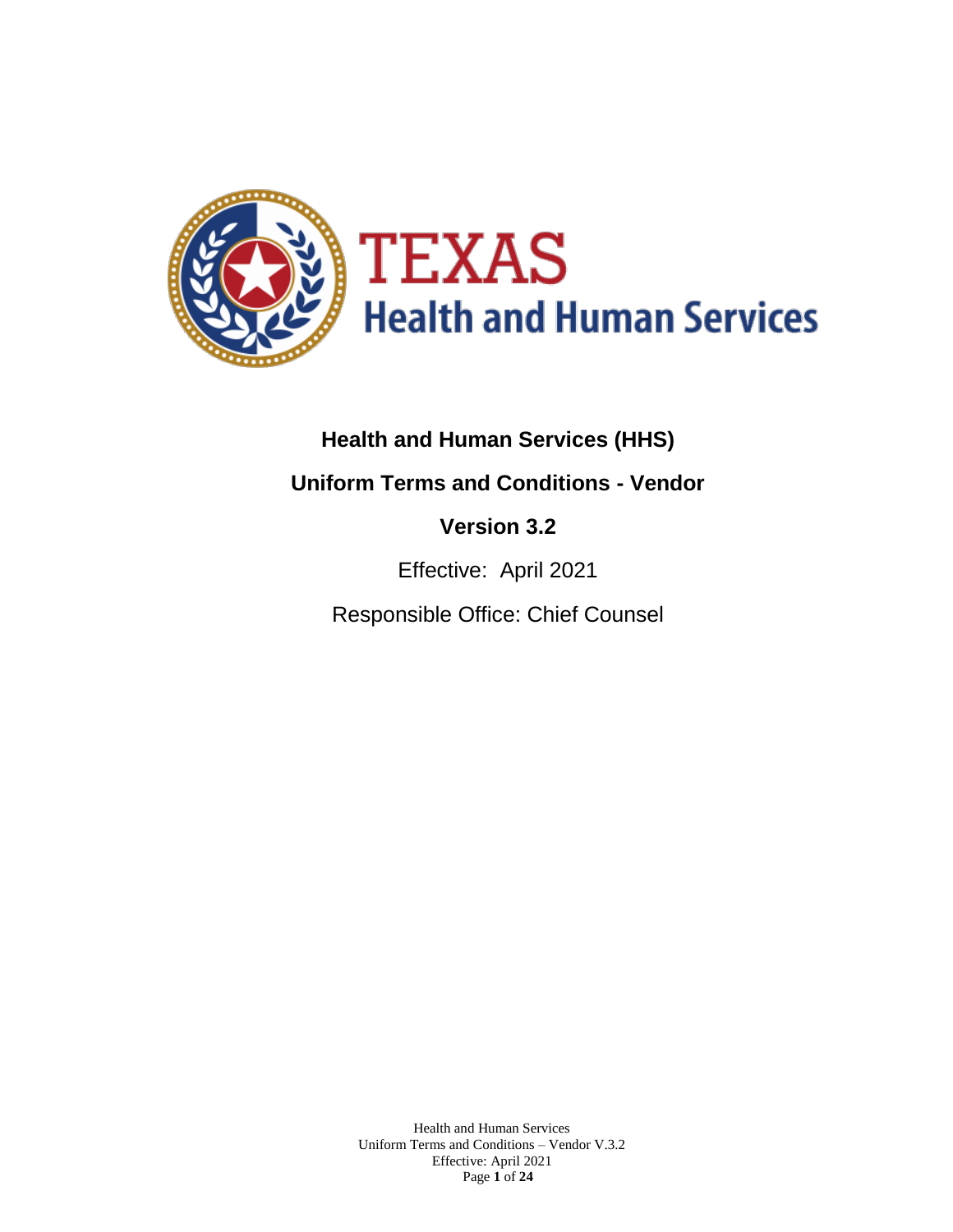TEXAS

Health and Human Services

# Health and Human Services (HHS)

## Uniform Terms and Conditions - Vendor

## Version 3.2

Effective: April 2021

Responsible Office: Chief Counsel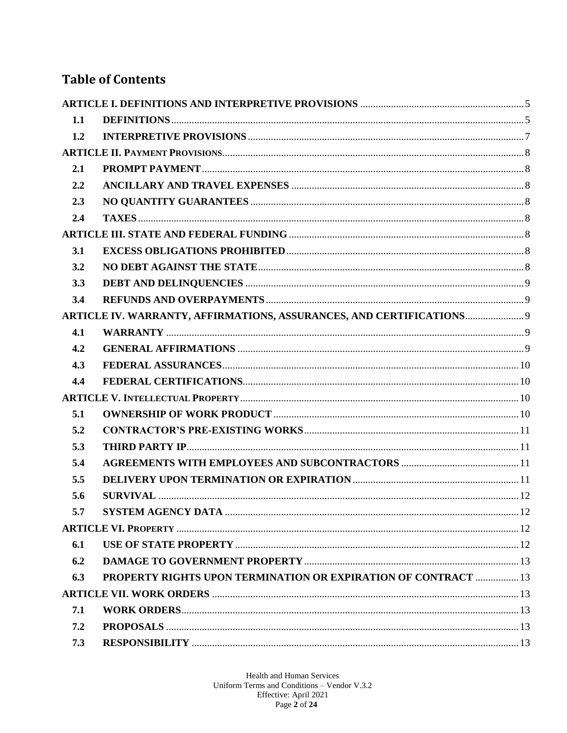## Table of Contents

**ARTICLE I. DEFINITIONS AND INTERPRETIVE PROVISIONS** ... 5

- **1.1 DEFINITIONS** ... 5
- **1.2 INTERPRETIVE PROVISIONS** ... 7

**ARTICLE II. PAYMENT PROVISIONS** ... 8

- **2.1 PROMPT PAYMENT** ... 8
- **2.2 ANCILLARY AND TRAVEL EXPENSES** ... 8
- **2.3 NO QUANTITY GUARANTEES** ... 8
- **2.4 TAXES** ... 8

**ARTICLE III. STATE AND FEDERAL FUNDING** ... 8

- **3.1 EXCESS OBLIGATIONS PROHIBITED** ... 8
- **3.2 NO DEBT AGAINST THE STATE** ... 8
- **3.3 DEBT AND DELINQUENCIES** ... 9
- **3.4 REFUNDS AND OVERPAYMENTS** ... 9

**ARTICLE IV. WARRANTY, AFFIRMATIONS, ASSURANCES, AND CERTIFICATIONS** ... 9

- **4.1 WARRANTY** ... 9
- **4.2 GENERAL AFFIRMATIONS** ... 9
- **4.3 FEDERAL ASSURANCES** ... 10
- **4.4 FEDERAL CERTIFICATIONS** ... 10

**ARTICLE V. INTELLECTUAL PROPERTY** ... 10

- **5.1 OWNERSHIP OF WORK PRODUCT** ... 10
- **5.2 CONTRACTOR'S PRE-EXISTING WORKS** ... 11
- **5.3 THIRD PARTY IP** ... 11
- **5.4 AGREEMENTS WITH EMPLOYEES AND SUBCONTRACTORS** ... 11
- **5.5 DELIVERY UPON TERMINATION OR EXPIRATION** ... 11
- **5.6 SURVIVAL** ... 12
- **5.7 SYSTEM AGENCY DATA** ... 12

**ARTICLE VI. PROPERTY** ... 12

- **6.1 USE OF STATE PROPERTY** ... 12
- **6.2 DAMAGE TO GOVERNMENT PROPERTY** ... 13
- **6.3 PROPERTY RIGHTS UPON TERMINATION OR EXPIRATION OF CONTRACT** ... 13

**ARTICLE VII. WORK ORDERS** ... 13

- **7.1 WORK ORDERS** ... 13
- **7.2 PROPOSALS** ... 13
- **7.3 RESPONSIBILITY** ... 13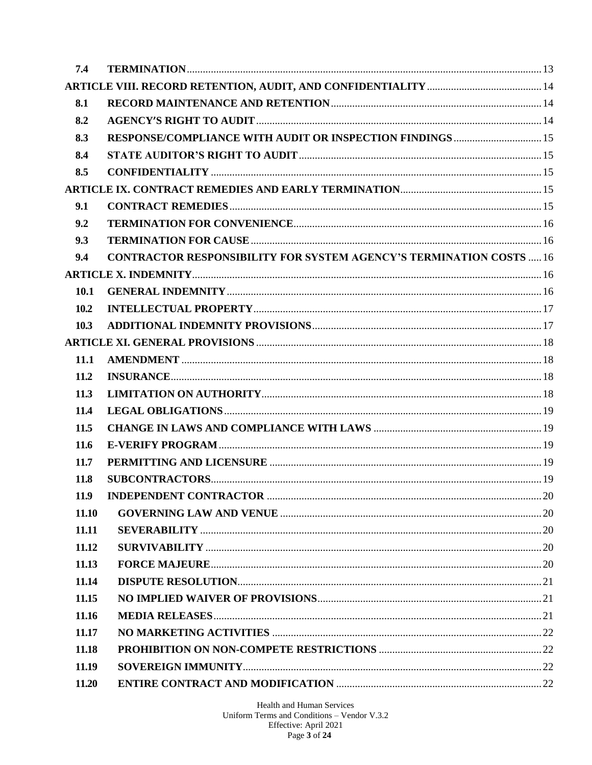| | | |
|---|---|---|
| **7.4** | **TERMINATION** | 13 |
| **ARTICLE VIII. RECORD RETENTION, AUDIT, AND CONFIDENTIALITY** | | 14 |
| **8.1** | **RECORD MAINTENANCE AND RETENTION** | 14 |
| **8.2** | **AGENCY'S RIGHT TO AUDIT** | 14 |
| **8.3** | **RESPONSE/COMPLIANCE WITH AUDIT OR INSPECTION FINDINGS** | 15 |
| **8.4** | **STATE AUDITOR'S RIGHT TO AUDIT** | 15 |
| **8.5** | **CONFIDENTIALITY** | 15 |
| **ARTICLE IX. CONTRACT REMEDIES AND EARLY TERMINATION** | | 15 |
| **9.1** | **CONTRACT REMEDIES** | 15 |
| **9.2** | **TERMINATION FOR CONVENIENCE** | 16 |
| **9.3** | **TERMINATION FOR CAUSE** | 16 |
| **9.4** | **CONTRACTOR RESPONSIBILITY FOR SYSTEM AGENCY'S TERMINATION COSTS** | 16 |
| **ARTICLE X. INDEMNITY** | | 16 |
| **10.1** | **GENERAL INDEMNITY** | 16 |
| **10.2** | **INTELLECTUAL PROPERTY** | 17 |
| **10.3** | **ADDITIONAL INDEMNITY PROVISIONS** | 17 |
| **ARTICLE XI. GENERAL PROVISIONS** | | 18 |
| **11.1** | **AMENDMENT** | 18 |
| **11.2** | **INSURANCE** | 18 |
| **11.3** | **LIMITATION ON AUTHORITY** | 18 |
| **11.4** | **LEGAL OBLIGATIONS** | 19 |
| **11.5** | **CHANGE IN LAWS AND COMPLIANCE WITH LAWS** | 19 |
| **11.6** | **E-VERIFY PROGRAM** | 19 |
| **11.7** | **PERMITTING AND LICENSURE** | 19 |
| **11.8** | **SUBCONTRACTORS** | 19 |
| **11.9** | **INDEPENDENT CONTRACTOR** | 20 |
| **11.10** | **GOVERNING LAW AND VENUE** | 20 |
| **11.11** | **SEVERABILITY** | 20 |
| **11.12** | **SURVIVABILITY** | 20 |
| **11.13** | **FORCE MAJEURE** | 20 |
| **11.14** | **DISPUTE RESOLUTION** | 21 |
| **11.15** | **NO IMPLIED WAIVER OF PROVISIONS** | 21 |
| **11.16** | **MEDIA RELEASES** | 21 |
| **11.17** | **NO MARKETING ACTIVITIES** | 22 |
| **11.18** | **PROHIBITION ON NON-COMPETE RESTRICTIONS** | 22 |
| **11.19** | **SOVEREIGN IMMUNITY** | 22 |
| **11.20** | **ENTIRE CONTRACT AND MODIFICATION** | 22 |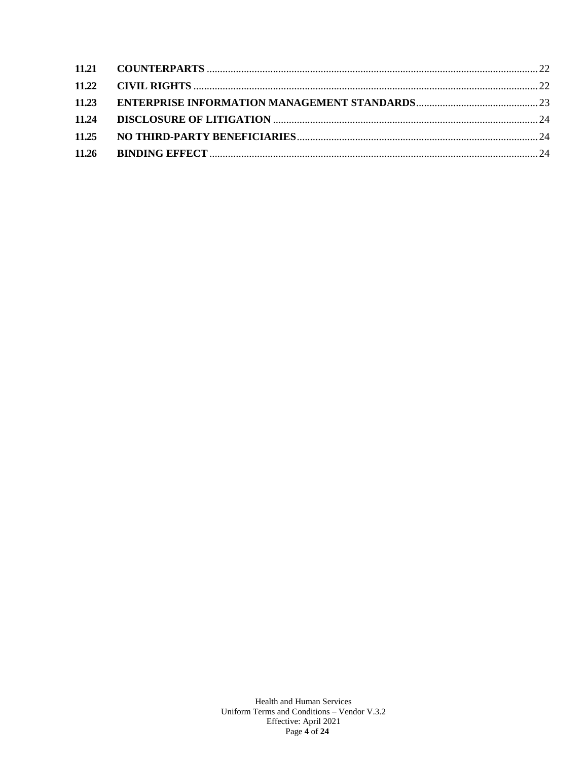**11.21 COUNTERPARTS** .......... 22
**11.22 CIVIL RIGHTS** .......... 22
**11.23 ENTERPRISE INFORMATION MANAGEMENT STANDARDS** .......... 23
**11.24 DISCLOSURE OF LITIGATION** .......... 24
**11.25 NO THIRD-PARTY BENEFICIARIES** .......... 24
**11.26 BINDING EFFECT** .......... 24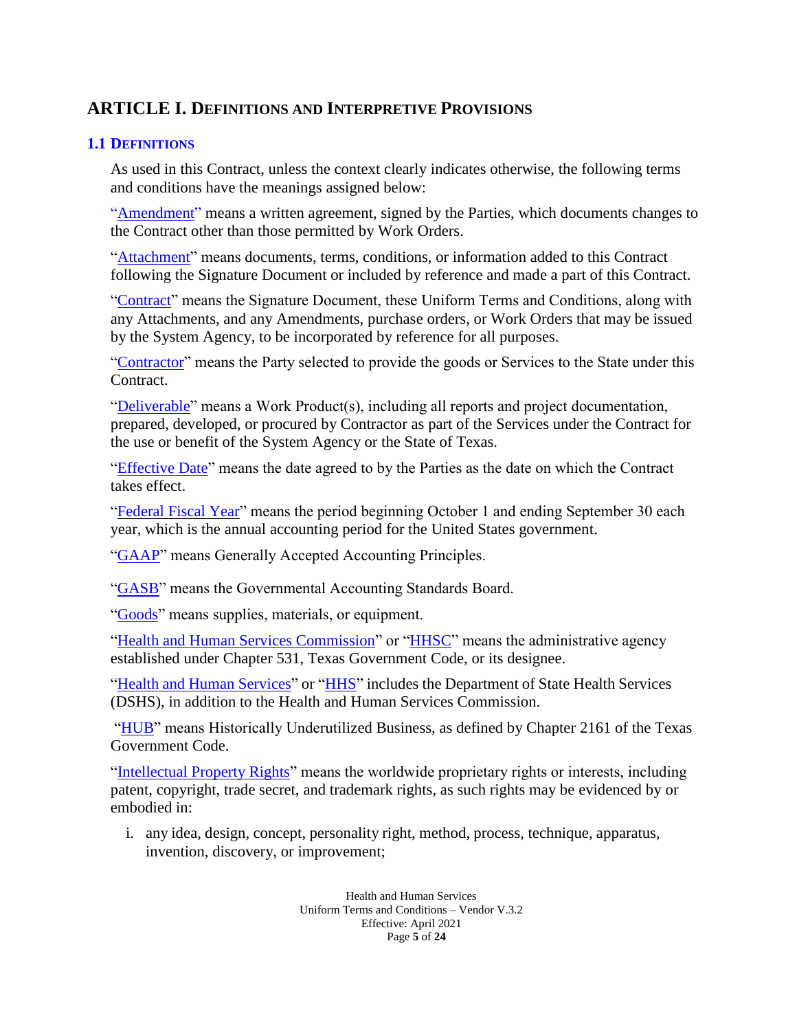# ARTICLE I. DEFINITIONS AND INTERPRETIVE PROVISIONS

### 1.1 DEFINITIONS

As used in this Contract, unless the context clearly indicates otherwise, the following terms and conditions have the meanings assigned below:

"Amendment" means a written agreement, signed by the Parties, which documents changes to the Contract other than those permitted by Work Orders.

"Attachment" means documents, terms, conditions, or information added to this Contract following the Signature Document or included by reference and made a part of this Contract.

"Contract" means the Signature Document, these Uniform Terms and Conditions, along with any Attachments, and any Amendments, purchase orders, or Work Orders that may be issued by the System Agency, to be incorporated by reference for all purposes.

"Contractor" means the Party selected to provide the goods or Services to the State under this Contract.

"Deliverable" means a Work Product(s), including all reports and project documentation, prepared, developed, or procured by Contractor as part of the Services under the Contract for the use or benefit of the System Agency or the State of Texas.

"Effective Date" means the date agreed to by the Parties as the date on which the Contract takes effect.

"Federal Fiscal Year" means the period beginning October 1 and ending September 30 each year, which is the annual accounting period for the United States government.

"GAAP" means Generally Accepted Accounting Principles.

"GASB" means the Governmental Accounting Standards Board.

"Goods" means supplies, materials, or equipment.

"Health and Human Services Commission" or "HHSC" means the administrative agency established under Chapter 531, Texas Government Code, or its designee.

"Health and Human Services" or "HHS" includes the Department of State Health Services (DSHS), in addition to the Health and Human Services Commission.

"HUB" means Historically Underutilized Business, as defined by Chapter 2161 of the Texas Government Code.

"Intellectual Property Rights" means the worldwide proprietary rights or interests, including patent, copyright, trade secret, and trademark rights, as such rights may be evidenced by or embodied in:

i. any idea, design, concept, personality right, method, process, technique, apparatus, invention, discovery, or improvement;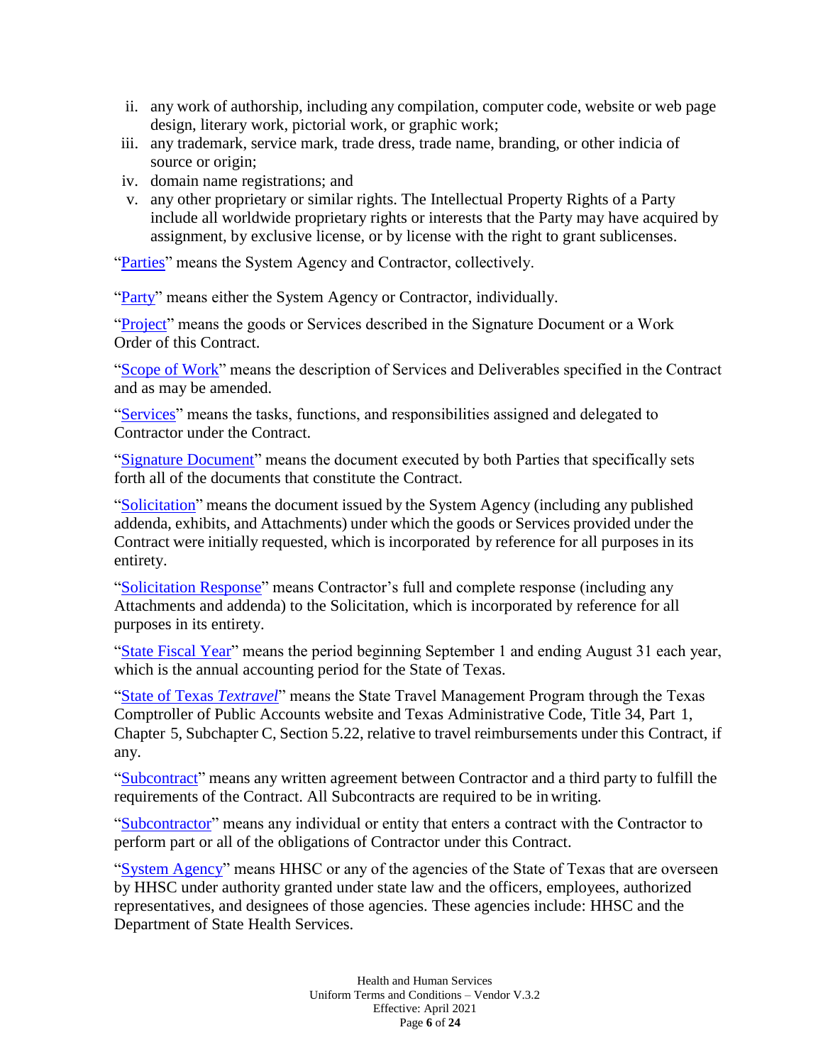ii. any work of authorship, including any compilation, computer code, website or web page design, literary work, pictorial work, or graphic work;

iii. any trademark, service mark, trade dress, trade name, branding, or other indicia of source or origin;

iv. domain name registrations; and

v. any other proprietary or similar rights. The Intellectual Property Rights of a Party include all worldwide proprietary rights or interests that the Party may have acquired by assignment, by exclusive license, or by license with the right to grant sublicenses.

"Parties" means the System Agency and Contractor, collectively.

"Party" means either the System Agency or Contractor, individually.

"Project" means the goods or Services described in the Signature Document or a Work Order of this Contract.

"Scope of Work" means the description of Services and Deliverables specified in the Contract and as may be amended.

"Services" means the tasks, functions, and responsibilities assigned and delegated to Contractor under the Contract.

"Signature Document" means the document executed by both Parties that specifically sets forth all of the documents that constitute the Contract.

"Solicitation" means the document issued by the System Agency (including any published addenda, exhibits, and Attachments) under which the goods or Services provided under the Contract were initially requested, which is incorporated by reference for all purposes in its entirety.

"Solicitation Response" means Contractor's full and complete response (including any Attachments and addenda) to the Solicitation, which is incorporated by reference for all purposes in its entirety.

"State Fiscal Year" means the period beginning September 1 and ending August 31 each year, which is the annual accounting period for the State of Texas.

"State of Texas *Textravel*" means the State Travel Management Program through the Texas Comptroller of Public Accounts website and Texas Administrative Code, Title 34, Part 1, Chapter 5, Subchapter C, Section 5.22, relative to travel reimbursements under this Contract, if any.

"Subcontract" means any written agreement between Contractor and a third party to fulfill the requirements of the Contract. All Subcontracts are required to be in writing.

"Subcontractor" means any individual or entity that enters a contract with the Contractor to perform part or all of the obligations of Contractor under this Contract.

"System Agency" means HHSC or any of the agencies of the State of Texas that are overseen by HHSC under authority granted under state law and the officers, employees, authorized representatives, and designees of those agencies. These agencies include: HHSC and the Department of State Health Services.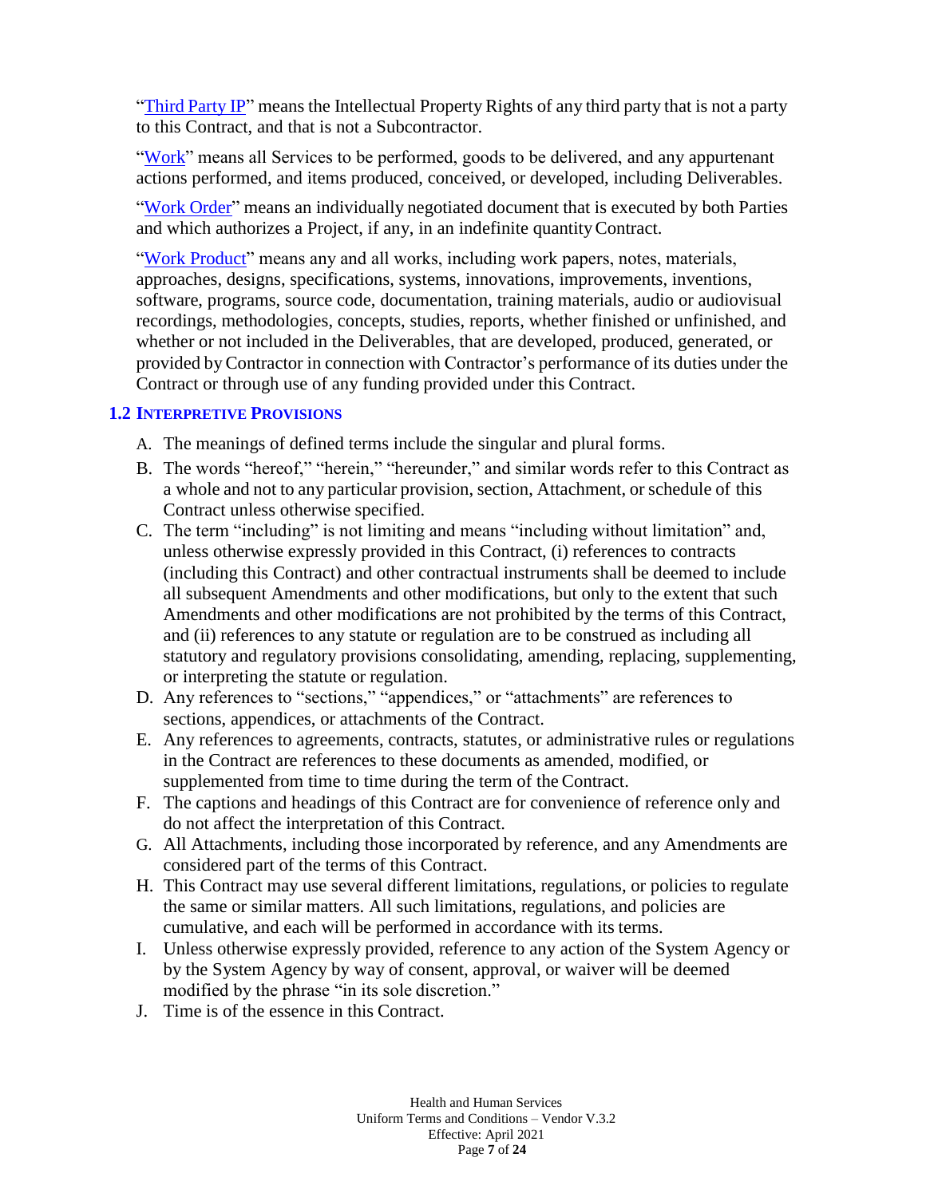"Third Party IP" means the Intellectual Property Rights of any third party that is not a party to this Contract, and that is not a Subcontractor.

"Work" means all Services to be performed, goods to be delivered, and any appurtenant actions performed, and items produced, conceived, or developed, including Deliverables.

"Work Order" means an individually negotiated document that is executed by both Parties and which authorizes a Project, if any, in an indefinite quantity Contract.

"Work Product" means any and all works, including work papers, notes, materials, approaches, designs, specifications, systems, innovations, improvements, inventions, software, programs, source code, documentation, training materials, audio or audiovisual recordings, methodologies, concepts, studies, reports, whether finished or unfinished, and whether or not included in the Deliverables, that are developed, produced, generated, or provided by Contractor in connection with Contractor's performance of its duties under the Contract or through use of any funding provided under this Contract.

### 1.2 Interpretive Provisions

A. The meanings of defined terms include the singular and plural forms.

B. The words "hereof," "herein," "hereunder," and similar words refer to this Contract as a whole and not to any particular provision, section, Attachment, or schedule of this Contract unless otherwise specified.

C. The term "including" is not limiting and means "including without limitation" and, unless otherwise expressly provided in this Contract, (i) references to contracts (including this Contract) and other contractual instruments shall be deemed to include all subsequent Amendments and other modifications, but only to the extent that such Amendments and other modifications are not prohibited by the terms of this Contract, and (ii) references to any statute or regulation are to be construed as including all statutory and regulatory provisions consolidating, amending, replacing, supplementing, or interpreting the statute or regulation.

D. Any references to "sections," "appendices," or "attachments" are references to sections, appendices, or attachments of the Contract.

E. Any references to agreements, contracts, statutes, or administrative rules or regulations in the Contract are references to these documents as amended, modified, or supplemented from time to time during the term of the Contract.

F. The captions and headings of this Contract are for convenience of reference only and do not affect the interpretation of this Contract.

G. All Attachments, including those incorporated by reference, and any Amendments are considered part of the terms of this Contract.

H. This Contract may use several different limitations, regulations, or policies to regulate the same or similar matters. All such limitations, regulations, and policies are cumulative, and each will be performed in accordance with its terms.

I. Unless otherwise expressly provided, reference to any action of the System Agency or by the System Agency by way of consent, approval, or waiver will be deemed modified by the phrase "in its sole discretion."

J. Time is of the essence in this Contract.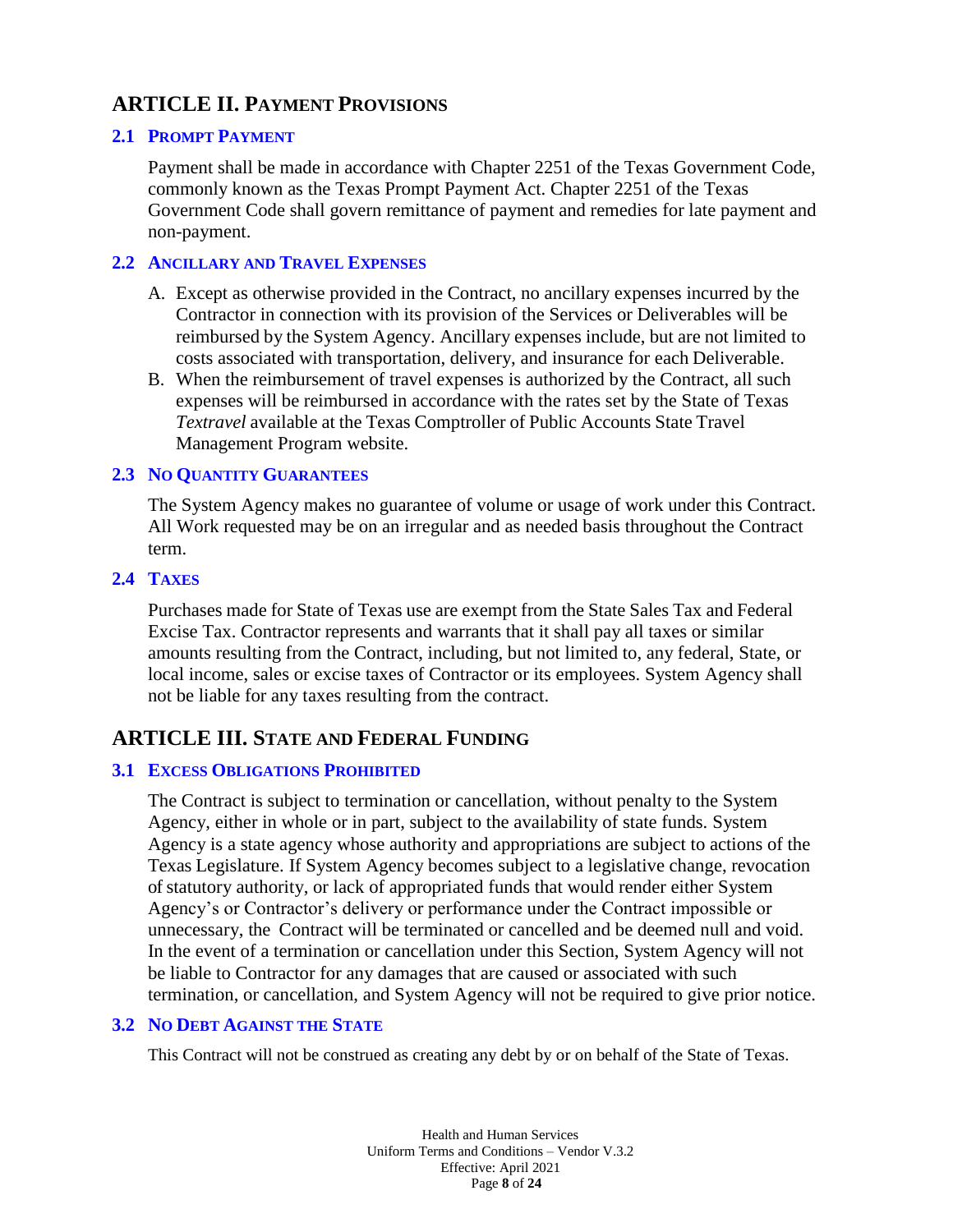## ARTICLE II. PAYMENT PROVISIONS

### 2.1 PROMPT PAYMENT

Payment shall be made in accordance with Chapter 2251 of the Texas Government Code, commonly known as the Texas Prompt Payment Act. Chapter 2251 of the Texas Government Code shall govern remittance of payment and remedies for late payment and non-payment.

### 2.2 ANCILLARY AND TRAVEL EXPENSES

A. Except as otherwise provided in the Contract, no ancillary expenses incurred by the Contractor in connection with its provision of the Services or Deliverables will be reimbursed by the System Agency. Ancillary expenses include, but are not limited to costs associated with transportation, delivery, and insurance for each Deliverable.

B. When the reimbursement of travel expenses is authorized by the Contract, all such expenses will be reimbursed in accordance with the rates set by the State of Texas *Textravel* available at the Texas Comptroller of Public Accounts State Travel Management Program website.

### 2.3 NO QUANTITY GUARANTEES

The System Agency makes no guarantee of volume or usage of work under this Contract. All Work requested may be on an irregular and as needed basis throughout the Contract term.

### 2.4 TAXES

Purchases made for State of Texas use are exempt from the State Sales Tax and Federal Excise Tax. Contractor represents and warrants that it shall pay all taxes or similar amounts resulting from the Contract, including, but not limited to, any federal, State, or local income, sales or excise taxes of Contractor or its employees. System Agency shall not be liable for any taxes resulting from the contract.

## ARTICLE III. STATE AND FEDERAL FUNDING

### 3.1 EXCESS OBLIGATIONS PROHIBITED

The Contract is subject to termination or cancellation, without penalty to the System Agency, either in whole or in part, subject to the availability of state funds. System Agency is a state agency whose authority and appropriations are subject to actions of the Texas Legislature. If System Agency becomes subject to a legislative change, revocation of statutory authority, or lack of appropriated funds that would render either System Agency's or Contractor's delivery or performance under the Contract impossible or unnecessary, the Contract will be terminated or cancelled and be deemed null and void. In the event of a termination or cancellation under this Section, System Agency will not be liable to Contractor for any damages that are caused or associated with such termination, or cancellation, and System Agency will not be required to give prior notice.

### 3.2 NO DEBT AGAINST THE STATE

This Contract will not be construed as creating any debt by or on behalf of the State of Texas.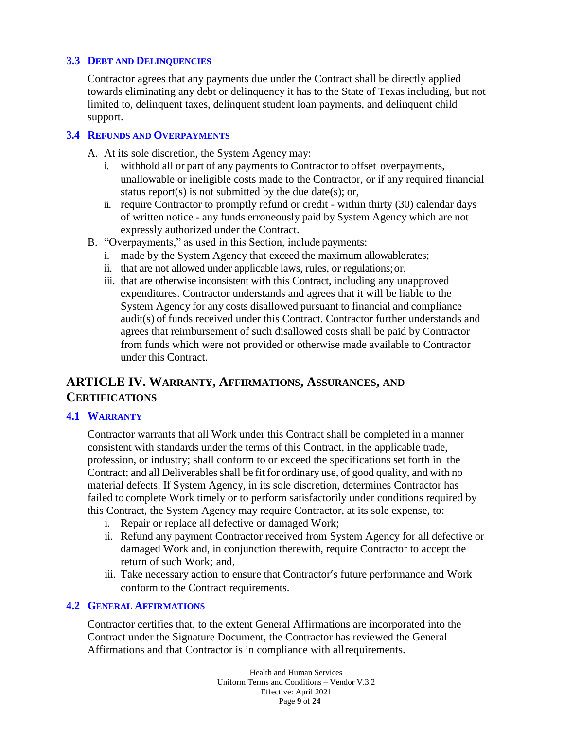### 3.3 Debt and Delinquencies

Contractor agrees that any payments due under the Contract shall be directly applied towards eliminating any debt or delinquency it has to the State of Texas including, but not limited to, delinquent taxes, delinquent student loan payments, and delinquent child support.

### 3.4 Refunds and Overpayments

A. At its sole discretion, the System Agency may:
   i. withhold all or part of any payments to Contractor to offset overpayments, unallowable or ineligible costs made to the Contractor, or if any required financial status report(s) is not submitted by the due date(s); or,
   ii. require Contractor to promptly refund or credit - within thirty (30) calendar days of written notice - any funds erroneously paid by System Agency which are not expressly authorized under the Contract.

B. "Overpayments," as used in this Section, include payments:
   i. made by the System Agency that exceed the maximum allowable rates;
   ii. that are not allowed under applicable laws, rules, or regulations; or,
   iii. that are otherwise inconsistent with this Contract, including any unapproved expenditures. Contractor understands and agrees that it will be liable to the System Agency for any costs disallowed pursuant to financial and compliance audit(s) of funds received under this Contract. Contractor further understands and agrees that reimbursement of such disallowed costs shall be paid by Contractor from funds which were not provided or otherwise made available to Contractor under this Contract.

## ARTICLE IV. Warranty, Affirmations, Assurances, and Certifications

### 4.1 Warranty

Contractor warrants that all Work under this Contract shall be completed in a manner consistent with standards under the terms of this Contract, in the applicable trade, profession, or industry; shall conform to or exceed the specifications set forth in the Contract; and all Deliverables shall be fit for ordinary use, of good quality, and with no material defects. If System Agency, in its sole discretion, determines Contractor has failed to complete Work timely or to perform satisfactorily under conditions required by this Contract, the System Agency may require Contractor, at its sole expense, to:

i. Repair or replace all defective or damaged Work;
ii. Refund any payment Contractor received from System Agency for all defective or damaged Work and, in conjunction therewith, require Contractor to accept the return of such Work; and,
iii. Take necessary action to ensure that Contractor's future performance and Work conform to the Contract requirements.

### 4.2 General Affirmations

Contractor certifies that, to the extent General Affirmations are incorporated into the Contract under the Signature Document, the Contractor has reviewed the General Affirmations and that Contractor is in compliance with all requirements.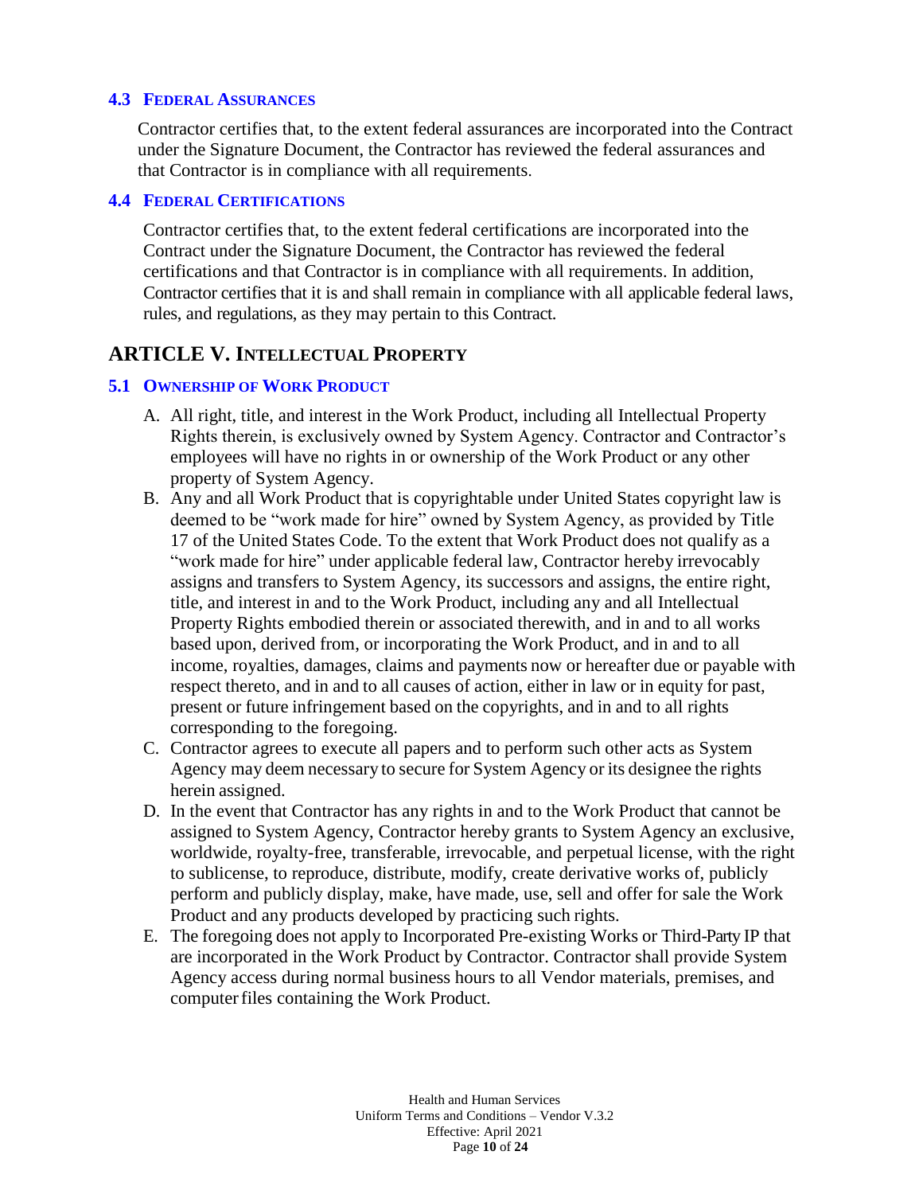### 4.3 Federal Assurances

Contractor certifies that, to the extent federal assurances are incorporated into the Contract under the Signature Document, the Contractor has reviewed the federal assurances and that Contractor is in compliance with all requirements.

### 4.4 Federal Certifications

Contractor certifies that, to the extent federal certifications are incorporated into the Contract under the Signature Document, the Contractor has reviewed the federal certifications and that Contractor is in compliance with all requirements. In addition, Contractor certifies that it is and shall remain in compliance with all applicable federal laws, rules, and regulations, as they may pertain to this Contract.

## ARTICLE V. Intellectual Property

### 5.1 Ownership of Work Product

A. All right, title, and interest in the Work Product, including all Intellectual Property Rights therein, is exclusively owned by System Agency. Contractor and Contractor's employees will have no rights in or ownership of the Work Product or any other property of System Agency.

B. Any and all Work Product that is copyrightable under United States copyright law is deemed to be "work made for hire" owned by System Agency, as provided by Title 17 of the United States Code. To the extent that Work Product does not qualify as a "work made for hire" under applicable federal law, Contractor hereby irrevocably assigns and transfers to System Agency, its successors and assigns, the entire right, title, and interest in and to the Work Product, including any and all Intellectual Property Rights embodied therein or associated therewith, and in and to all works based upon, derived from, or incorporating the Work Product, and in and to all income, royalties, damages, claims and payments now or hereafter due or payable with respect thereto, and in and to all causes of action, either in law or in equity for past, present or future infringement based on the copyrights, and in and to all rights corresponding to the foregoing.

C. Contractor agrees to execute all papers and to perform such other acts as System Agency may deem necessary to secure for System Agency or its designee the rights herein assigned.

D. In the event that Contractor has any rights in and to the Work Product that cannot be assigned to System Agency, Contractor hereby grants to System Agency an exclusive, worldwide, royalty-free, transferable, irrevocable, and perpetual license, with the right to sublicense, to reproduce, distribute, modify, create derivative works of, publicly perform and publicly display, make, have made, use, sell and offer for sale the Work Product and any products developed by practicing such rights.

E. The foregoing does not apply to Incorporated Pre-existing Works or Third-Party IP that are incorporated in the Work Product by Contractor. Contractor shall provide System Agency access during normal business hours to all Vendor materials, premises, and computer files containing the Work Product.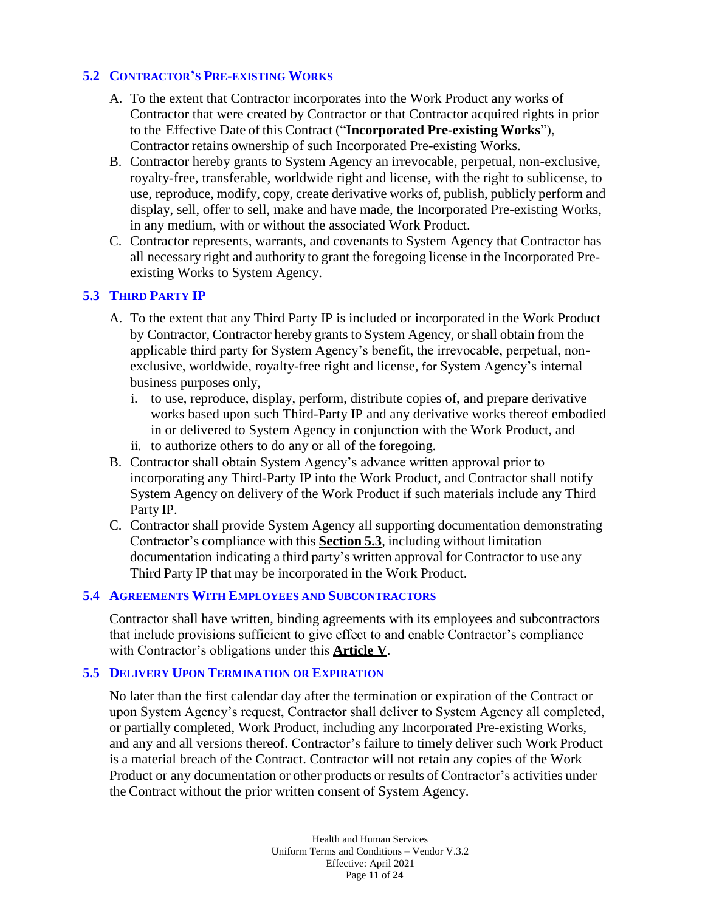### 5.2 CONTRACTOR'S PRE-EXISTING WORKS

A. To the extent that Contractor incorporates into the Work Product any works of Contractor that were created by Contractor or that Contractor acquired rights in prior to the Effective Date of this Contract ("**Incorporated Pre-existing Works**"), Contractor retains ownership of such Incorporated Pre-existing Works.

B. Contractor hereby grants to System Agency an irrevocable, perpetual, non-exclusive, royalty-free, transferable, worldwide right and license, with the right to sublicense, to use, reproduce, modify, copy, create derivative works of, publish, publicly perform and display, sell, offer to sell, make and have made, the Incorporated Pre-existing Works, in any medium, with or without the associated Work Product.

C. Contractor represents, warrants, and covenants to System Agency that Contractor has all necessary right and authority to grant the foregoing license in the Incorporated Pre-existing Works to System Agency.

### 5.3 THIRD PARTY IP

A. To the extent that any Third Party IP is included or incorporated in the Work Product by Contractor, Contractor hereby grants to System Agency, or shall obtain from the applicable third party for System Agency's benefit, the irrevocable, perpetual, non-exclusive, worldwide, royalty-free right and license, for System Agency's internal business purposes only,

   i. to use, reproduce, display, perform, distribute copies of, and prepare derivative works based upon such Third-Party IP and any derivative works thereof embodied in or delivered to System Agency in conjunction with the Work Product, and

   ii. to authorize others to do any or all of the foregoing.

B. Contractor shall obtain System Agency's advance written approval prior to incorporating any Third-Party IP into the Work Product, and Contractor shall notify System Agency on delivery of the Work Product if such materials include any Third Party IP.

C. Contractor shall provide System Agency all supporting documentation demonstrating Contractor's compliance with this **Section 5.3**, including without limitation documentation indicating a third party's written approval for Contractor to use any Third Party IP that may be incorporated in the Work Product.

### 5.4 AGREEMENTS WITH EMPLOYEES AND SUBCONTRACTORS

Contractor shall have written, binding agreements with its employees and subcontractors that include provisions sufficient to give effect to and enable Contractor's compliance with Contractor's obligations under this **Article V**.

### 5.5 DELIVERY UPON TERMINATION OR EXPIRATION

No later than the first calendar day after the termination or expiration of the Contract or upon System Agency's request, Contractor shall deliver to System Agency all completed, or partially completed, Work Product, including any Incorporated Pre-existing Works, and any and all versions thereof. Contractor's failure to timely deliver such Work Product is a material breach of the Contract. Contractor will not retain any copies of the Work Product or any documentation or other products or results of Contractor's activities under the Contract without the prior written consent of System Agency.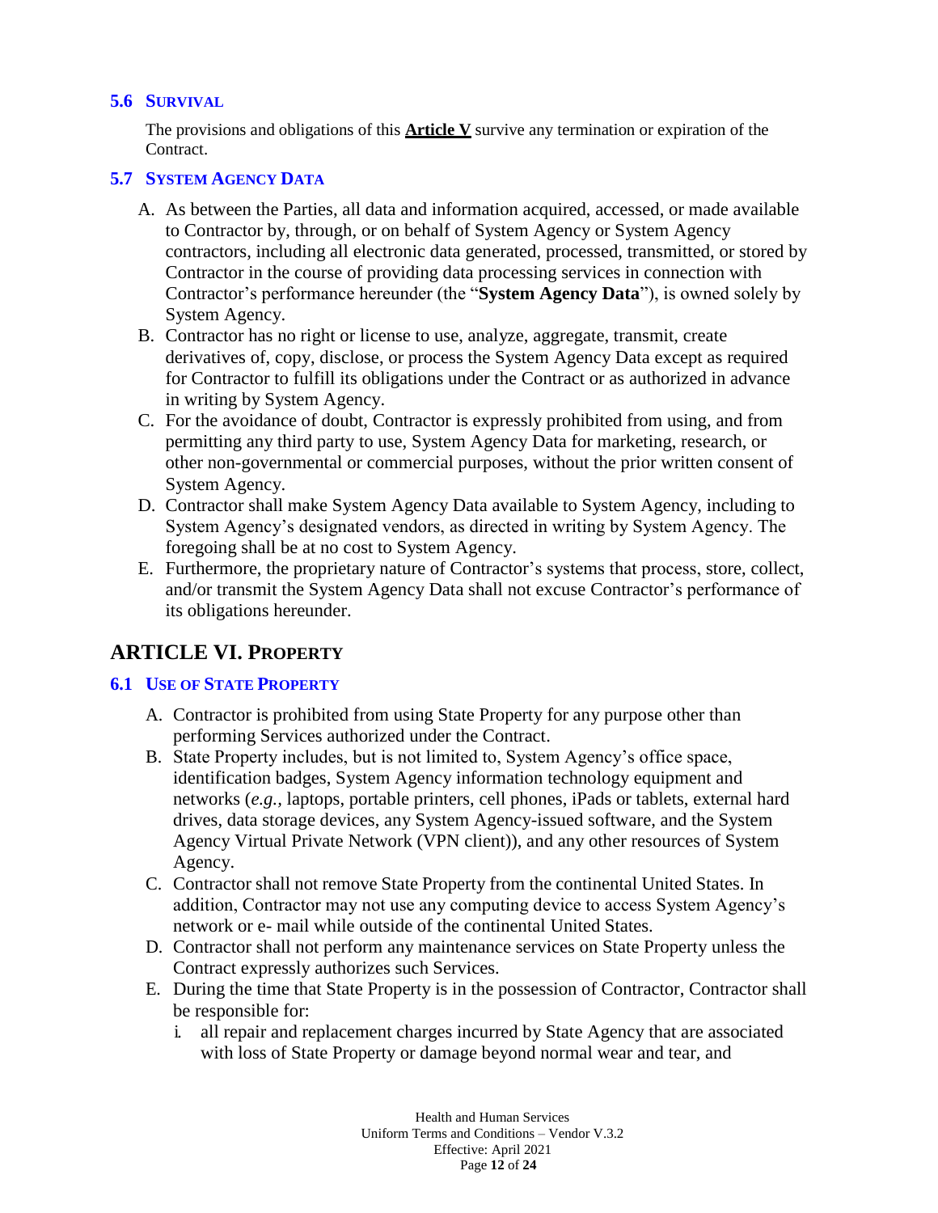### 5.6 Survival

The provisions and obligations of this **Article V** survive any termination or expiration of the Contract.

### 5.7 System Agency Data

A. As between the Parties, all data and information acquired, accessed, or made available to Contractor by, through, or on behalf of System Agency or System Agency contractors, including all electronic data generated, processed, transmitted, or stored by Contractor in the course of providing data processing services in connection with Contractor's performance hereunder (the "**System Agency Data**"), is owned solely by System Agency.
B. Contractor has no right or license to use, analyze, aggregate, transmit, create derivatives of, copy, disclose, or process the System Agency Data except as required for Contractor to fulfill its obligations under the Contract or as authorized in advance in writing by System Agency.
C. For the avoidance of doubt, Contractor is expressly prohibited from using, and from permitting any third party to use, System Agency Data for marketing, research, or other non-governmental or commercial purposes, without the prior written consent of System Agency.
D. Contractor shall make System Agency Data available to System Agency, including to System Agency's designated vendors, as directed in writing by System Agency. The foregoing shall be at no cost to System Agency.
E. Furthermore, the proprietary nature of Contractor's systems that process, store, collect, and/or transmit the System Agency Data shall not excuse Contractor's performance of its obligations hereunder.

## ARTICLE VI. Property

### 6.1 Use of State Property

A. Contractor is prohibited from using State Property for any purpose other than performing Services authorized under the Contract.
B. State Property includes, but is not limited to, System Agency's office space, identification badges, System Agency information technology equipment and networks (*e.g.*, laptops, portable printers, cell phones, iPads or tablets, external hard drives, data storage devices, any System Agency-issued software, and the System Agency Virtual Private Network (VPN client)), and any other resources of System Agency.
C. Contractor shall not remove State Property from the continental United States. In addition, Contractor may not use any computing device to access System Agency's network or e- mail while outside of the continental United States.
D. Contractor shall not perform any maintenance services on State Property unless the Contract expressly authorizes such Services.
E. During the time that State Property is in the possession of Contractor, Contractor shall be responsible for:
   i. all repair and replacement charges incurred by State Agency that are associated with loss of State Property or damage beyond normal wear and tear, and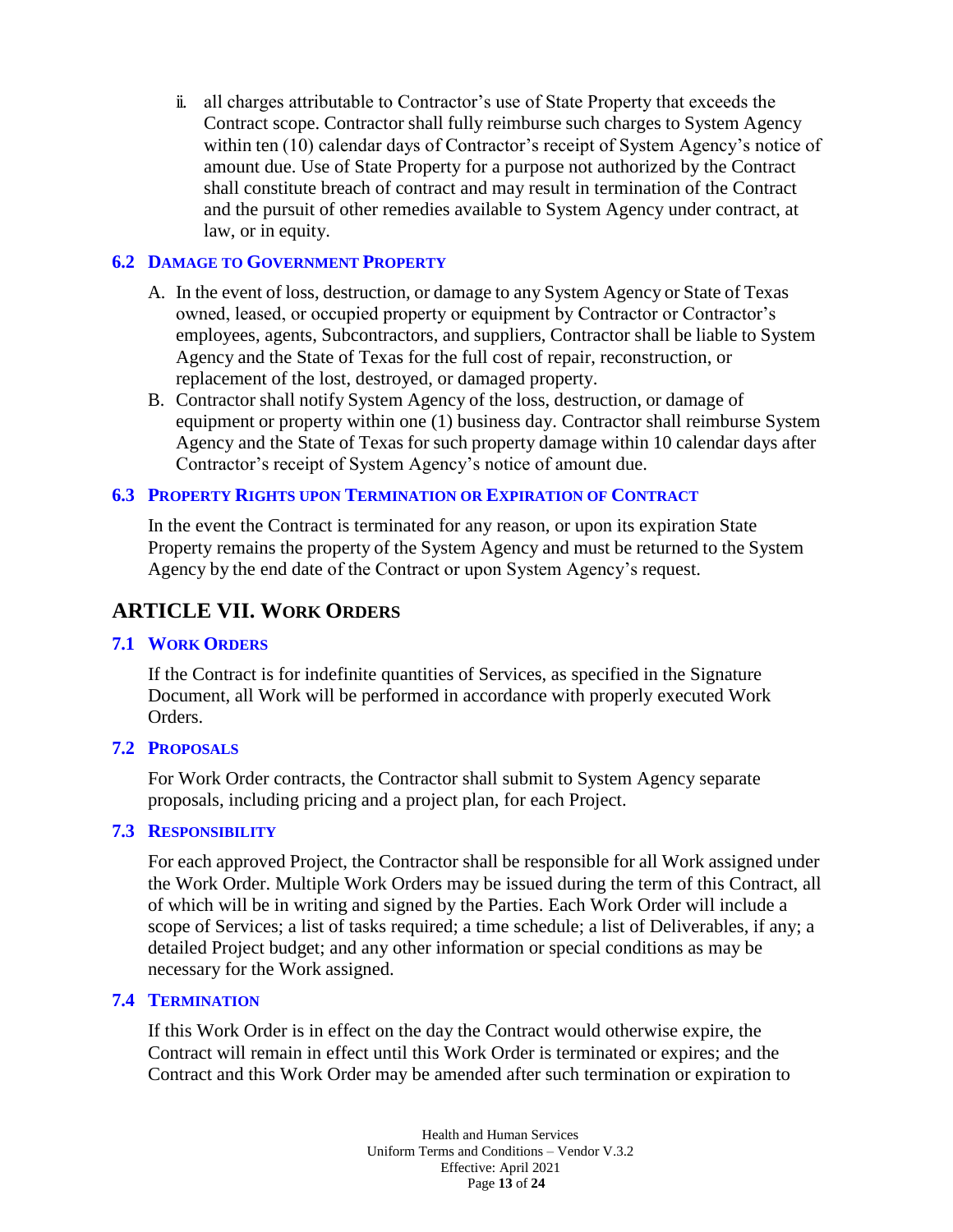ii. all charges attributable to Contractor's use of State Property that exceeds the Contract scope. Contractor shall fully reimburse such charges to System Agency within ten (10) calendar days of Contractor's receipt of System Agency's notice of amount due. Use of State Property for a purpose not authorized by the Contract shall constitute breach of contract and may result in termination of the Contract and the pursuit of other remedies available to System Agency under contract, at law, or in equity.

### 6.2 Damage to Government Property

A. In the event of loss, destruction, or damage to any System Agency or State of Texas owned, leased, or occupied property or equipment by Contractor or Contractor's employees, agents, Subcontractors, and suppliers, Contractor shall be liable to System Agency and the State of Texas for the full cost of repair, reconstruction, or replacement of the lost, destroyed, or damaged property.

B. Contractor shall notify System Agency of the loss, destruction, or damage of equipment or property within one (1) business day. Contractor shall reimburse System Agency and the State of Texas for such property damage within 10 calendar days after Contractor's receipt of System Agency's notice of amount due.

### 6.3 Property Rights upon Termination or Expiration of Contract

In the event the Contract is terminated for any reason, or upon its expiration State Property remains the property of the System Agency and must be returned to the System Agency by the end date of the Contract or upon System Agency's request.

## ARTICLE VII. Work Orders

### 7.1 Work Orders

If the Contract is for indefinite quantities of Services, as specified in the Signature Document, all Work will be performed in accordance with properly executed Work Orders.

### 7.2 Proposals

For Work Order contracts, the Contractor shall submit to System Agency separate proposals, including pricing and a project plan, for each Project.

### 7.3 Responsibility

For each approved Project, the Contractor shall be responsible for all Work assigned under the Work Order. Multiple Work Orders may be issued during the term of this Contract, all of which will be in writing and signed by the Parties. Each Work Order will include a scope of Services; a list of tasks required; a time schedule; a list of Deliverables, if any; a detailed Project budget; and any other information or special conditions as may be necessary for the Work assigned.

### 7.4 Termination

If this Work Order is in effect on the day the Contract would otherwise expire, the Contract will remain in effect until this Work Order is terminated or expires; and the Contract and this Work Order may be amended after such termination or expiration to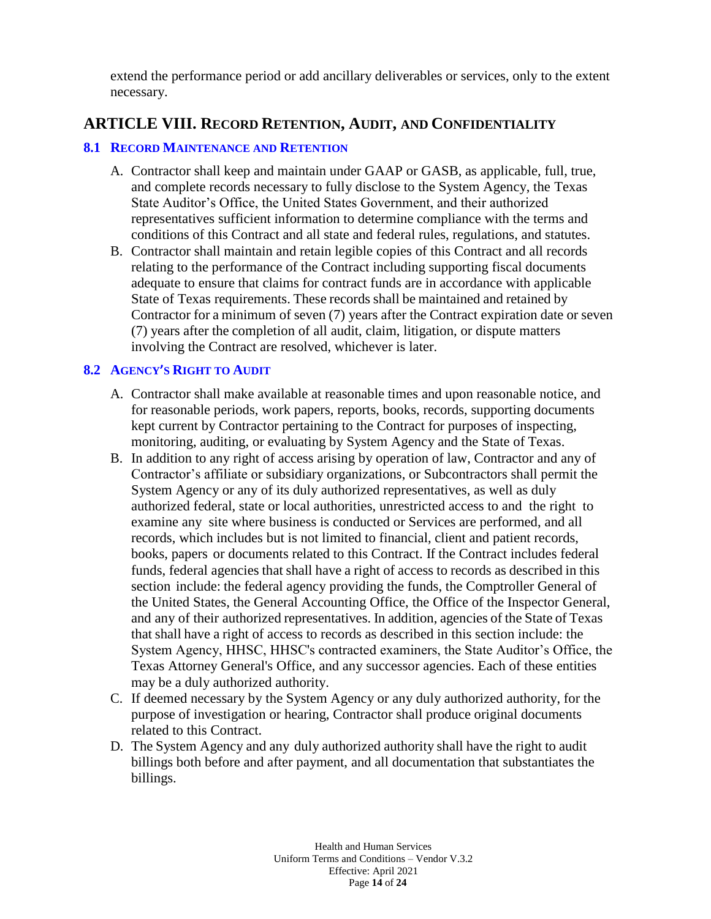extend the performance period or add ancillary deliverables or services, only to the extent necessary.

## ARTICLE VIII. RECORD RETENTION, AUDIT, AND CONFIDENTIALITY

### 8.1 RECORD MAINTENANCE AND RETENTION

A. Contractor shall keep and maintain under GAAP or GASB, as applicable, full, true, and complete records necessary to fully disclose to the System Agency, the Texas State Auditor's Office, the United States Government, and their authorized representatives sufficient information to determine compliance with the terms and conditions of this Contract and all state and federal rules, regulations, and statutes.

B. Contractor shall maintain and retain legible copies of this Contract and all records relating to the performance of the Contract including supporting fiscal documents adequate to ensure that claims for contract funds are in accordance with applicable State of Texas requirements. These records shall be maintained and retained by Contractor for a minimum of seven (7) years after the Contract expiration date or seven (7) years after the completion of all audit, claim, litigation, or dispute matters involving the Contract are resolved, whichever is later.

### 8.2 AGENCY'S RIGHT TO AUDIT

A. Contractor shall make available at reasonable times and upon reasonable notice, and for reasonable periods, work papers, reports, books, records, supporting documents kept current by Contractor pertaining to the Contract for purposes of inspecting, monitoring, auditing, or evaluating by System Agency and the State of Texas.

B. In addition to any right of access arising by operation of law, Contractor and any of Contractor's affiliate or subsidiary organizations, or Subcontractors shall permit the System Agency or any of its duly authorized representatives, as well as duly authorized federal, state or local authorities, unrestricted access to and the right to examine any site where business is conducted or Services are performed, and all records, which includes but is not limited to financial, client and patient records, books, papers or documents related to this Contract. If the Contract includes federal funds, federal agencies that shall have a right of access to records as described in this section include: the federal agency providing the funds, the Comptroller General of the United States, the General Accounting Office, the Office of the Inspector General, and any of their authorized representatives. In addition, agencies of the State of Texas that shall have a right of access to records as described in this section include: the System Agency, HHSC, HHSC's contracted examiners, the State Auditor's Office, the Texas Attorney General's Office, and any successor agencies. Each of these entities may be a duly authorized authority.

C. If deemed necessary by the System Agency or any duly authorized authority, for the purpose of investigation or hearing, Contractor shall produce original documents related to this Contract.

D. The System Agency and any duly authorized authority shall have the right to audit billings both before and after payment, and all documentation that substantiates the billings.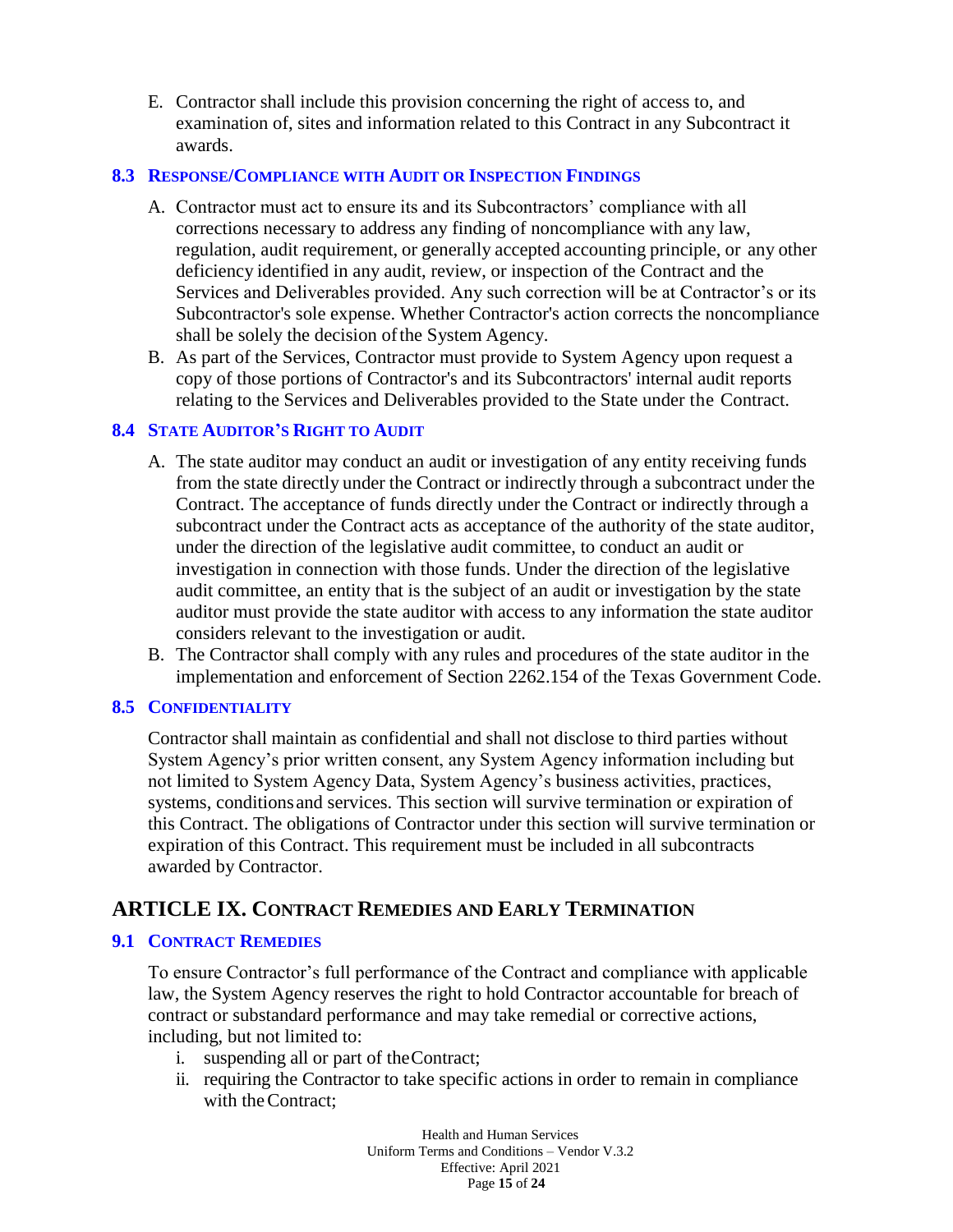E. Contractor shall include this provision concerning the right of access to, and examination of, sites and information related to this Contract in any Subcontract it awards.

### 8.3 Response/Compliance with Audit or Inspection Findings

A. Contractor must act to ensure its and its Subcontractors' compliance with all corrections necessary to address any finding of noncompliance with any law, regulation, audit requirement, or generally accepted accounting principle, or any other deficiency identified in any audit, review, or inspection of the Contract and the Services and Deliverables provided. Any such correction will be at Contractor's or its Subcontractor's sole expense. Whether Contractor's action corrects the noncompliance shall be solely the decision of the System Agency.

B. As part of the Services, Contractor must provide to System Agency upon request a copy of those portions of Contractor's and its Subcontractors' internal audit reports relating to the Services and Deliverables provided to the State under the Contract.

### 8.4 State Auditor's Right to Audit

A. The state auditor may conduct an audit or investigation of any entity receiving funds from the state directly under the Contract or indirectly through a subcontract under the Contract. The acceptance of funds directly under the Contract or indirectly through a subcontract under the Contract acts as acceptance of the authority of the state auditor, under the direction of the legislative audit committee, to conduct an audit or investigation in connection with those funds. Under the direction of the legislative audit committee, an entity that is the subject of an audit or investigation by the state auditor must provide the state auditor with access to any information the state auditor considers relevant to the investigation or audit.

B. The Contractor shall comply with any rules and procedures of the state auditor in the implementation and enforcement of Section 2262.154 of the Texas Government Code.

### 8.5 Confidentiality

Contractor shall maintain as confidential and shall not disclose to third parties without System Agency's prior written consent, any System Agency information including but not limited to System Agency Data, System Agency's business activities, practices, systems, conditions and services. This section will survive termination or expiration of this Contract. The obligations of Contractor under this section will survive termination or expiration of this Contract. This requirement must be included in all subcontracts awarded by Contractor.

## ARTICLE IX. Contract Remedies and Early Termination

### 9.1 Contract Remedies

To ensure Contractor's full performance of the Contract and compliance with applicable law, the System Agency reserves the right to hold Contractor accountable for breach of contract or substandard performance and may take remedial or corrective actions, including, but not limited to:

i. suspending all or part of the Contract;
ii. requiring the Contractor to take specific actions in order to remain in compliance with the Contract;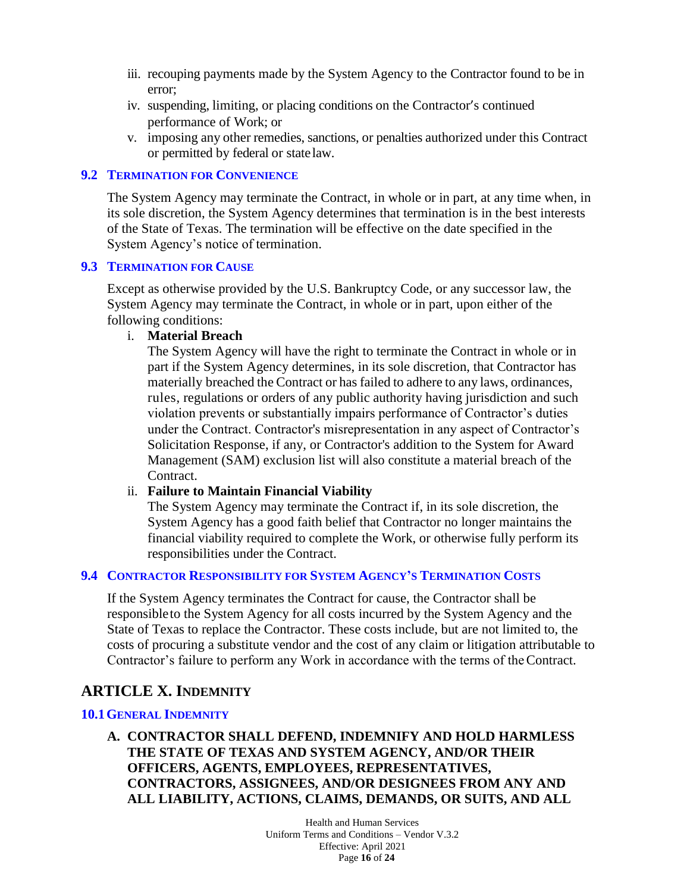iii. recouping payments made by the System Agency to the Contractor found to be in error;

iv. suspending, limiting, or placing conditions on the Contractor's continued performance of Work; or

v. imposing any other remedies, sanctions, or penalties authorized under this Contract or permitted by federal or state law.

### 9.2 Termination for Convenience

The System Agency may terminate the Contract, in whole or in part, at any time when, in its sole discretion, the System Agency determines that termination is in the best interests of the State of Texas. The termination will be effective on the date specified in the System Agency's notice of termination.

### 9.3 Termination for Cause

Except as otherwise provided by the U.S. Bankruptcy Code, or any successor law, the System Agency may terminate the Contract, in whole or in part, upon either of the following conditions:

i. **Material Breach**

The System Agency will have the right to terminate the Contract in whole or in part if the System Agency determines, in its sole discretion, that Contractor has materially breached the Contract or has failed to adhere to any laws, ordinances, rules, regulations or orders of any public authority having jurisdiction and such violation prevents or substantially impairs performance of Contractor's duties under the Contract. Contractor's misrepresentation in any aspect of Contractor's Solicitation Response, if any, or Contractor's addition to the System for Award Management (SAM) exclusion list will also constitute a material breach of the Contract.

ii. **Failure to Maintain Financial Viability**

The System Agency may terminate the Contract if, in its sole discretion, the System Agency has a good faith belief that Contractor no longer maintains the financial viability required to complete the Work, or otherwise fully perform its responsibilities under the Contract.

### 9.4 Contractor Responsibility for System Agency's Termination Costs

If the System Agency terminates the Contract for cause, the Contractor shall be responsible to the System Agency for all costs incurred by the System Agency and the State of Texas to replace the Contractor. These costs include, but are not limited to, the costs of procuring a substitute vendor and the cost of any claim or litigation attributable to Contractor's failure to perform any Work in accordance with the terms of the Contract.

## ARTICLE X. Indemnity

### 10.1 General Indemnity

**A. CONTRACTOR SHALL DEFEND, INDEMNIFY AND HOLD HARMLESS THE STATE OF TEXAS AND SYSTEM AGENCY, AND/OR THEIR OFFICERS, AGENTS, EMPLOYEES, REPRESENTATIVES, CONTRACTORS, ASSIGNEES, AND/OR DESIGNEES FROM ANY AND ALL LIABILITY, ACTIONS, CLAIMS, DEMANDS, OR SUITS, AND ALL**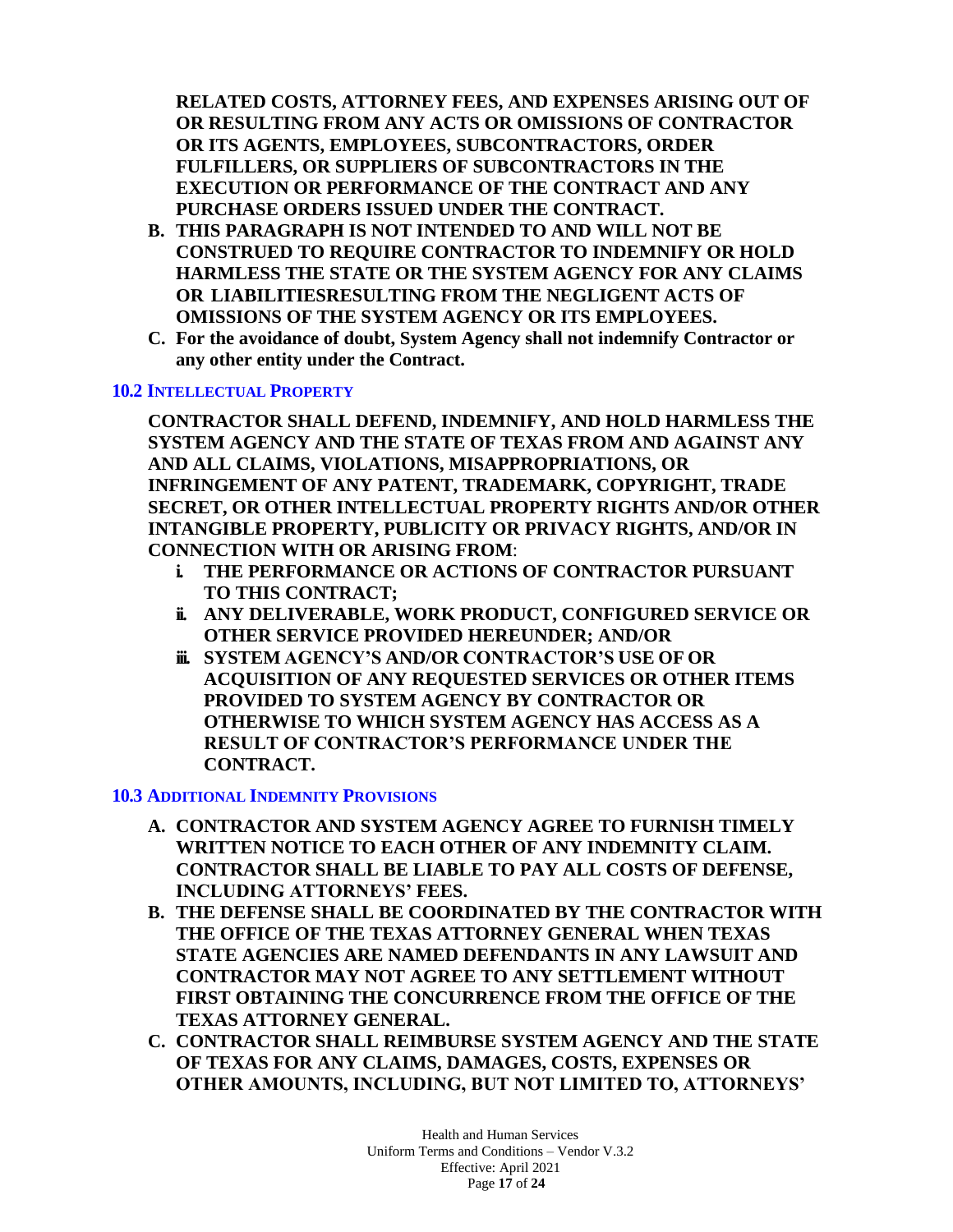**RELATED COSTS, ATTORNEY FEES, AND EXPENSES ARISING OUT OF OR RESULTING FROM ANY ACTS OR OMISSIONS OF CONTRACTOR OR ITS AGENTS, EMPLOYEES, SUBCONTRACTORS, ORDER FULFILLERS, OR SUPPLIERS OF SUBCONTRACTORS IN THE EXECUTION OR PERFORMANCE OF THE CONTRACT AND ANY PURCHASE ORDERS ISSUED UNDER THE CONTRACT.**

- **B. THIS PARAGRAPH IS NOT INTENDED TO AND WILL NOT BE CONSTRUED TO REQUIRE CONTRACTOR TO INDEMNIFY OR HOLD HARMLESS THE STATE OR THE SYSTEM AGENCY FOR ANY CLAIMS OR LIABILITIESRESULTING FROM THE NEGLIGENT ACTS OF OMISSIONS OF THE SYSTEM AGENCY OR ITS EMPLOYEES.**
- **C. For the avoidance of doubt, System Agency shall not indemnify Contractor or any other entity under the Contract.**

### 10.2 Intellectual Property

**CONTRACTOR SHALL DEFEND, INDEMNIFY, AND HOLD HARMLESS THE SYSTEM AGENCY AND THE STATE OF TEXAS FROM AND AGAINST ANY AND ALL CLAIMS, VIOLATIONS, MISAPPROPRIATIONS, OR INFRINGEMENT OF ANY PATENT, TRADEMARK, COPYRIGHT, TRADE SECRET, OR OTHER INTELLECTUAL PROPERTY RIGHTS AND/OR OTHER INTANGIBLE PROPERTY, PUBLICITY OR PRIVACY RIGHTS, AND/OR IN CONNECTION WITH OR ARISING FROM**:

- **i. THE PERFORMANCE OR ACTIONS OF CONTRACTOR PURSUANT TO THIS CONTRACT;**
- **ii. ANY DELIVERABLE, WORK PRODUCT, CONFIGURED SERVICE OR OTHER SERVICE PROVIDED HEREUNDER; AND/OR**
- **iii. SYSTEM AGENCY'S AND/OR CONTRACTOR'S USE OF OR ACQUISITION OF ANY REQUESTED SERVICES OR OTHER ITEMS PROVIDED TO SYSTEM AGENCY BY CONTRACTOR OR OTHERWISE TO WHICH SYSTEM AGENCY HAS ACCESS AS A RESULT OF CONTRACTOR'S PERFORMANCE UNDER THE CONTRACT.**

### 10.3 Additional Indemnity Provisions

- **A. CONTRACTOR AND SYSTEM AGENCY AGREE TO FURNISH TIMELY WRITTEN NOTICE TO EACH OTHER OF ANY INDEMNITY CLAIM. CONTRACTOR SHALL BE LIABLE TO PAY ALL COSTS OF DEFENSE, INCLUDING ATTORNEYS' FEES.**
- **B. THE DEFENSE SHALL BE COORDINATED BY THE CONTRACTOR WITH THE OFFICE OF THE TEXAS ATTORNEY GENERAL WHEN TEXAS STATE AGENCIES ARE NAMED DEFENDANTS IN ANY LAWSUIT AND CONTRACTOR MAY NOT AGREE TO ANY SETTLEMENT WITHOUT FIRST OBTAINING THE CONCURRENCE FROM THE OFFICE OF THE TEXAS ATTORNEY GENERAL.**
- **C. CONTRACTOR SHALL REIMBURSE SYSTEM AGENCY AND THE STATE OF TEXAS FOR ANY CLAIMS, DAMAGES, COSTS, EXPENSES OR OTHER AMOUNTS, INCLUDING, BUT NOT LIMITED TO, ATTORNEYS'**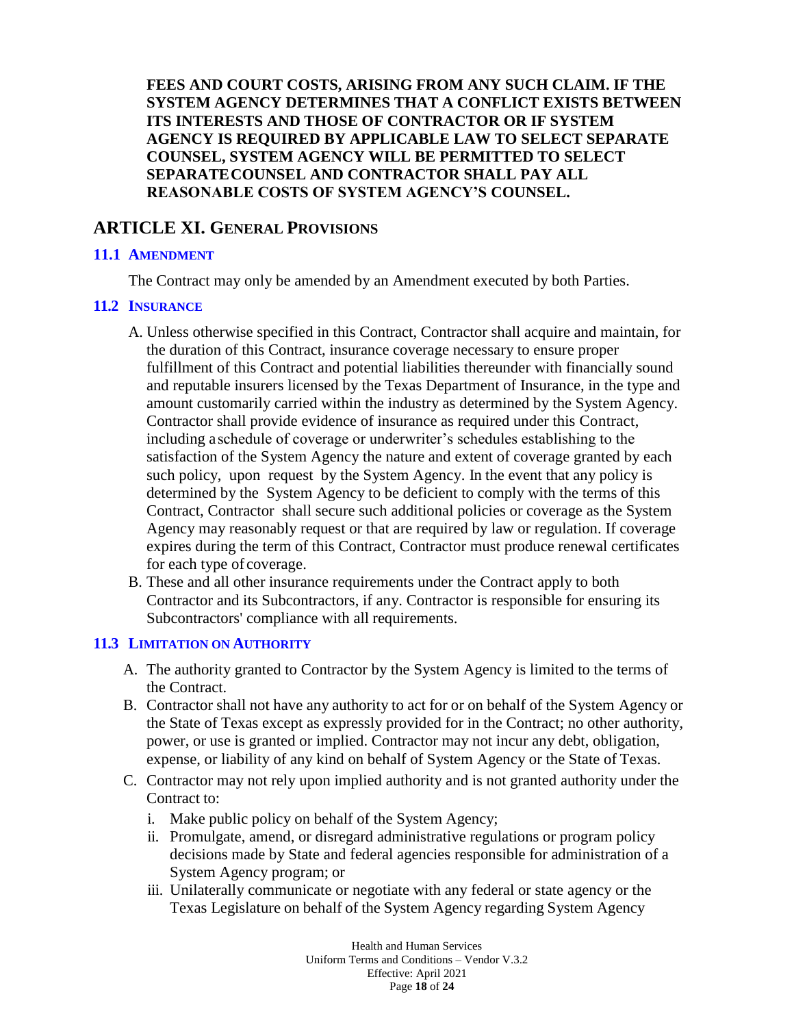**FEES AND COURT COSTS, ARISING FROM ANY SUCH CLAIM. IF THE SYSTEM AGENCY DETERMINES THAT A CONFLICT EXISTS BETWEEN ITS INTERESTS AND THOSE OF CONTRACTOR OR IF SYSTEM AGENCY IS REQUIRED BY APPLICABLE LAW TO SELECT SEPARATE COUNSEL, SYSTEM AGENCY WILL BE PERMITTED TO SELECT SEPARATE COUNSEL AND CONTRACTOR SHALL PAY ALL REASONABLE COSTS OF SYSTEM AGENCY'S COUNSEL.**

## ARTICLE XI. GENERAL PROVISIONS

### 11.1 AMENDMENT

The Contract may only be amended by an Amendment executed by both Parties.

### 11.2 INSURANCE

A. Unless otherwise specified in this Contract, Contractor shall acquire and maintain, for the duration of this Contract, insurance coverage necessary to ensure proper fulfillment of this Contract and potential liabilities thereunder with financially sound and reputable insurers licensed by the Texas Department of Insurance, in the type and amount customarily carried within the industry as determined by the System Agency. Contractor shall provide evidence of insurance as required under this Contract, including a schedule of coverage or underwriter's schedules establishing to the satisfaction of the System Agency the nature and extent of coverage granted by each such policy, upon request by the System Agency. In the event that any policy is determined by the System Agency to be deficient to comply with the terms of this Contract, Contractor shall secure such additional policies or coverage as the System Agency may reasonably request or that are required by law or regulation. If coverage expires during the term of this Contract, Contractor must produce renewal certificates for each type of coverage.

B. These and all other insurance requirements under the Contract apply to both Contractor and its Subcontractors, if any. Contractor is responsible for ensuring its Subcontractors' compliance with all requirements.

### 11.3 LIMITATION ON AUTHORITY

A. The authority granted to Contractor by the System Agency is limited to the terms of the Contract.

B. Contractor shall not have any authority to act for or on behalf of the System Agency or the State of Texas except as expressly provided for in the Contract; no other authority, power, or use is granted or implied. Contractor may not incur any debt, obligation, expense, or liability of any kind on behalf of System Agency or the State of Texas.

C. Contractor may not rely upon implied authority and is not granted authority under the Contract to:

   i. Make public policy on behalf of the System Agency;

   ii. Promulgate, amend, or disregard administrative regulations or program policy decisions made by State and federal agencies responsible for administration of a System Agency program; or

   iii. Unilaterally communicate or negotiate with any federal or state agency or the Texas Legislature on behalf of the System Agency regarding System Agency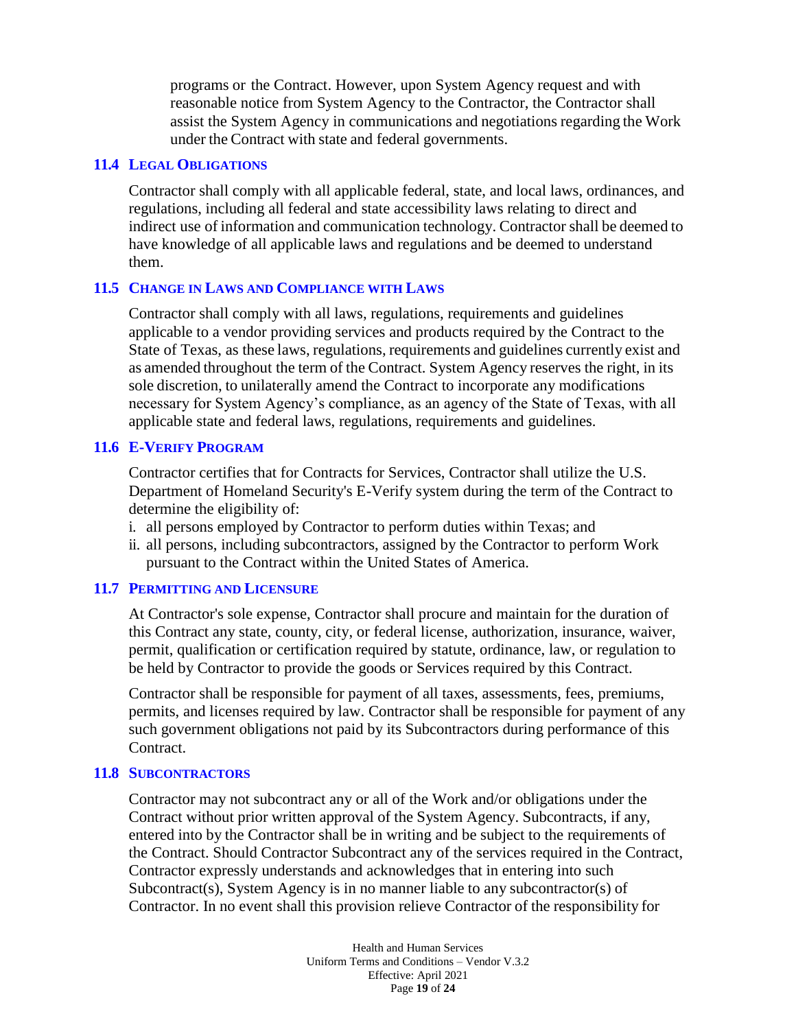programs or the Contract. However, upon System Agency request and with reasonable notice from System Agency to the Contractor, the Contractor shall assist the System Agency in communications and negotiations regarding the Work under the Contract with state and federal governments.

### 11.4 LEGAL OBLIGATIONS

Contractor shall comply with all applicable federal, state, and local laws, ordinances, and regulations, including all federal and state accessibility laws relating to direct and indirect use of information and communication technology. Contractor shall be deemed to have knowledge of all applicable laws and regulations and be deemed to understand them.

### 11.5 CHANGE IN LAWS AND COMPLIANCE WITH LAWS

Contractor shall comply with all laws, regulations, requirements and guidelines applicable to a vendor providing services and products required by the Contract to the State of Texas, as these laws, regulations, requirements and guidelines currently exist and as amended throughout the term of the Contract. System Agency reserves the right, in its sole discretion, to unilaterally amend the Contract to incorporate any modifications necessary for System Agency's compliance, as an agency of the State of Texas, with all applicable state and federal laws, regulations, requirements and guidelines.

### 11.6 E-VERIFY PROGRAM

Contractor certifies that for Contracts for Services, Contractor shall utilize the U.S. Department of Homeland Security's E-Verify system during the term of the Contract to determine the eligibility of:

i. all persons employed by Contractor to perform duties within Texas; and
ii. all persons, including subcontractors, assigned by the Contractor to perform Work pursuant to the Contract within the United States of America.

### 11.7 PERMITTING AND LICENSURE

At Contractor's sole expense, Contractor shall procure and maintain for the duration of this Contract any state, county, city, or federal license, authorization, insurance, waiver, permit, qualification or certification required by statute, ordinance, law, or regulation to be held by Contractor to provide the goods or Services required by this Contract.

Contractor shall be responsible for payment of all taxes, assessments, fees, premiums, permits, and licenses required by law. Contractor shall be responsible for payment of any such government obligations not paid by its Subcontractors during performance of this Contract.

### 11.8 SUBCONTRACTORS

Contractor may not subcontract any or all of the Work and/or obligations under the Contract without prior written approval of the System Agency. Subcontracts, if any, entered into by the Contractor shall be in writing and be subject to the requirements of the Contract. Should Contractor Subcontract any of the services required in the Contract, Contractor expressly understands and acknowledges that in entering into such Subcontract(s), System Agency is in no manner liable to any subcontractor(s) of Contractor. In no event shall this provision relieve Contractor of the responsibility for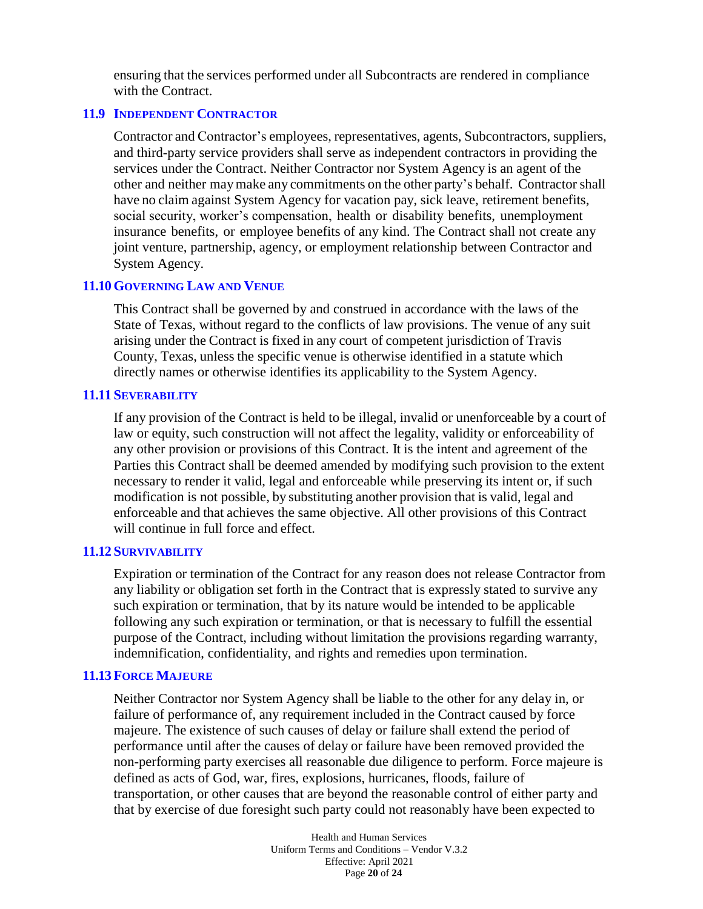ensuring that the services performed under all Subcontracts are rendered in compliance with the Contract.

### 11.9 INDEPENDENT CONTRACTOR

Contractor and Contractor's employees, representatives, agents, Subcontractors, suppliers, and third-party service providers shall serve as independent contractors in providing the services under the Contract. Neither Contractor nor System Agency is an agent of the other and neither may make any commitments on the other party's behalf. Contractor shall have no claim against System Agency for vacation pay, sick leave, retirement benefits, social security, worker's compensation, health or disability benefits, unemployment insurance benefits, or employee benefits of any kind. The Contract shall not create any joint venture, partnership, agency, or employment relationship between Contractor and System Agency.

### 11.10 GOVERNING LAW AND VENUE

This Contract shall be governed by and construed in accordance with the laws of the State of Texas, without regard to the conflicts of law provisions. The venue of any suit arising under the Contract is fixed in any court of competent jurisdiction of Travis County, Texas, unless the specific venue is otherwise identified in a statute which directly names or otherwise identifies its applicability to the System Agency.

### 11.11 SEVERABILITY

If any provision of the Contract is held to be illegal, invalid or unenforceable by a court of law or equity, such construction will not affect the legality, validity or enforceability of any other provision or provisions of this Contract. It is the intent and agreement of the Parties this Contract shall be deemed amended by modifying such provision to the extent necessary to render it valid, legal and enforceable while preserving its intent or, if such modification is not possible, by substituting another provision that is valid, legal and enforceable and that achieves the same objective. All other provisions of this Contract will continue in full force and effect.

### 11.12 SURVIVABILITY

Expiration or termination of the Contract for any reason does not release Contractor from any liability or obligation set forth in the Contract that is expressly stated to survive any such expiration or termination, that by its nature would be intended to be applicable following any such expiration or termination, or that is necessary to fulfill the essential purpose of the Contract, including without limitation the provisions regarding warranty, indemnification, confidentiality, and rights and remedies upon termination.

### 11.13 FORCE MAJEURE

Neither Contractor nor System Agency shall be liable to the other for any delay in, or failure of performance of, any requirement included in the Contract caused by force majeure. The existence of such causes of delay or failure shall extend the period of performance until after the causes of delay or failure have been removed provided the non-performing party exercises all reasonable due diligence to perform. Force majeure is defined as acts of God, war, fires, explosions, hurricanes, floods, failure of transportation, or other causes that are beyond the reasonable control of either party and that by exercise of due foresight such party could not reasonably have been expected to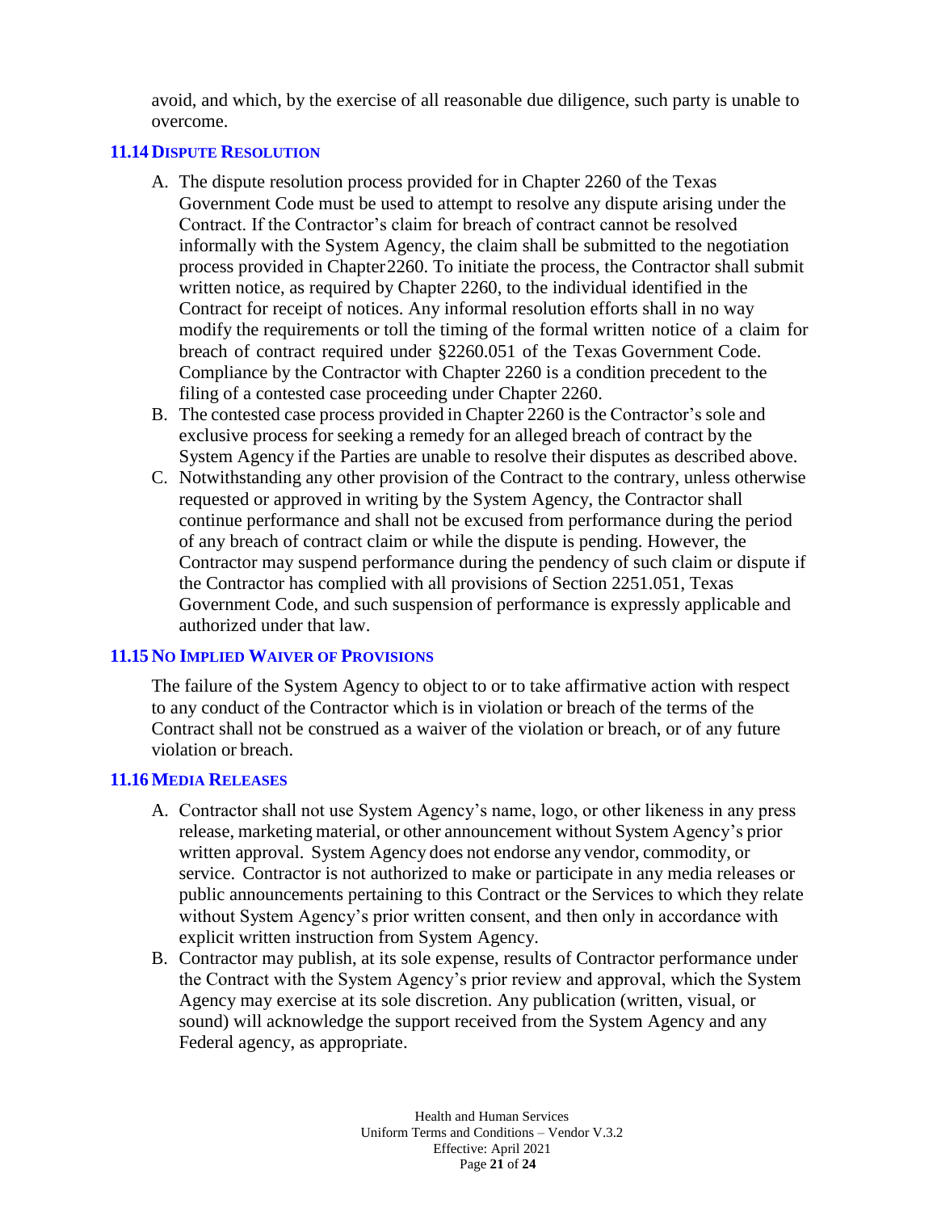avoid, and which, by the exercise of all reasonable due diligence, such party is unable to overcome.

### 11.14 Dispute Resolution

A. The dispute resolution process provided for in Chapter 2260 of the Texas Government Code must be used to attempt to resolve any dispute arising under the Contract. If the Contractor's claim for breach of contract cannot be resolved informally with the System Agency, the claim shall be submitted to the negotiation process provided in Chapter 2260. To initiate the process, the Contractor shall submit written notice, as required by Chapter 2260, to the individual identified in the Contract for receipt of notices. Any informal resolution efforts shall in no way modify the requirements or toll the timing of the formal written notice of a claim for breach of contract required under §2260.051 of the Texas Government Code. Compliance by the Contractor with Chapter 2260 is a condition precedent to the filing of a contested case proceeding under Chapter 2260.

B. The contested case process provided in Chapter 2260 is the Contractor's sole and exclusive process for seeking a remedy for an alleged breach of contract by the System Agency if the Parties are unable to resolve their disputes as described above.

C. Notwithstanding any other provision of the Contract to the contrary, unless otherwise requested or approved in writing by the System Agency, the Contractor shall continue performance and shall not be excused from performance during the period of any breach of contract claim or while the dispute is pending. However, the Contractor may suspend performance during the pendency of such claim or dispute if the Contractor has complied with all provisions of Section 2251.051, Texas Government Code, and such suspension of performance is expressly applicable and authorized under that law.

### 11.15 No Implied Waiver of Provisions

The failure of the System Agency to object to or to take affirmative action with respect to any conduct of the Contractor which is in violation or breach of the terms of the Contract shall not be construed as a waiver of the violation or breach, or of any future violation or breach.

### 11.16 Media Releases

A. Contractor shall not use System Agency's name, logo, or other likeness in any press release, marketing material, or other announcement without System Agency's prior written approval. System Agency does not endorse any vendor, commodity, or service. Contractor is not authorized to make or participate in any media releases or public announcements pertaining to this Contract or the Services to which they relate without System Agency's prior written consent, and then only in accordance with explicit written instruction from System Agency.

B. Contractor may publish, at its sole expense, results of Contractor performance under the Contract with the System Agency's prior review and approval, which the System Agency may exercise at its sole discretion. Any publication (written, visual, or sound) will acknowledge the support received from the System Agency and any Federal agency, as appropriate.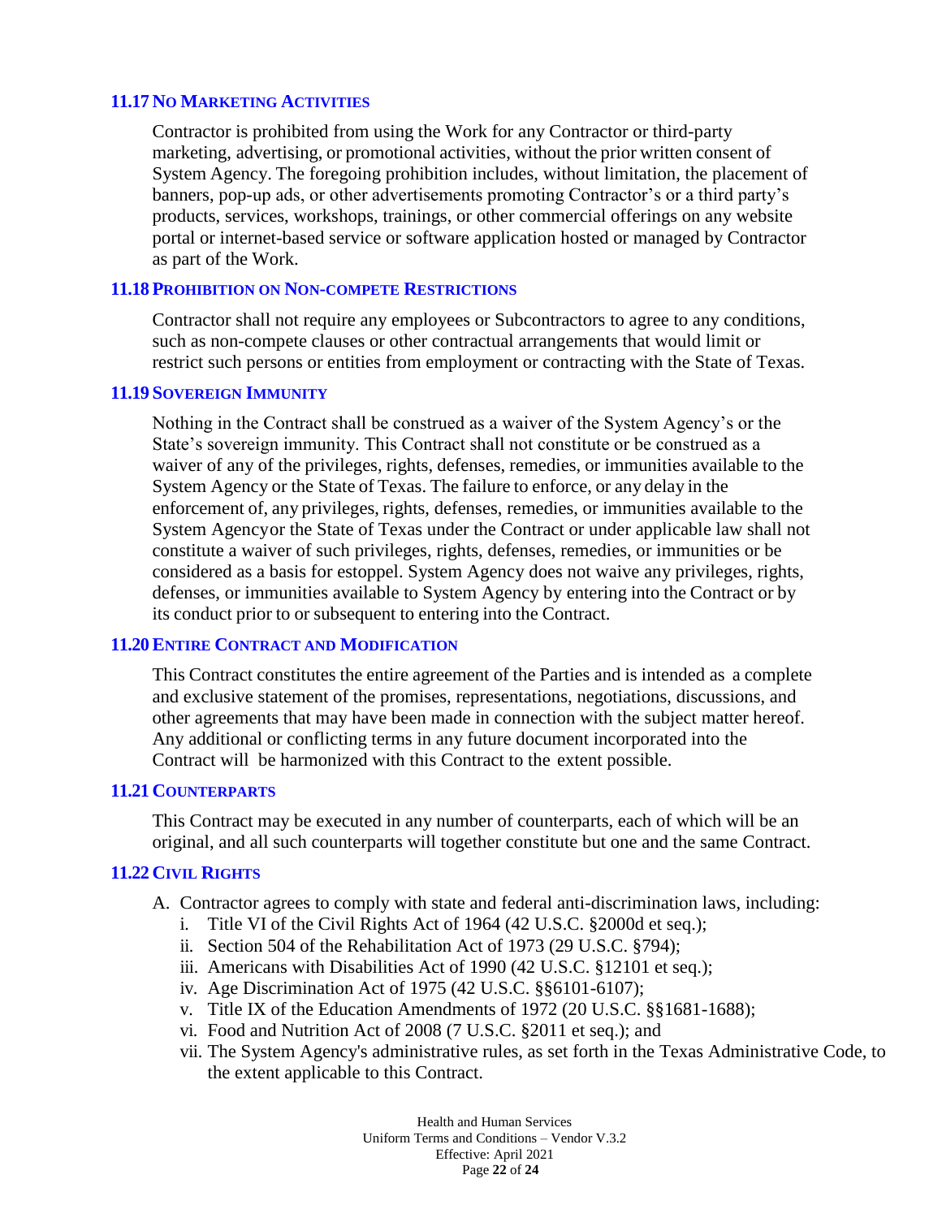### 11.17 No Marketing Activities

Contractor is prohibited from using the Work for any Contractor or third-party marketing, advertising, or promotional activities, without the prior written consent of System Agency. The foregoing prohibition includes, without limitation, the placement of banners, pop-up ads, or other advertisements promoting Contractor's or a third party's products, services, workshops, trainings, or other commercial offerings on any website portal or internet-based service or software application hosted or managed by Contractor as part of the Work.

### 11.18 Prohibition on Non-compete Restrictions

Contractor shall not require any employees or Subcontractors to agree to any conditions, such as non-compete clauses or other contractual arrangements that would limit or restrict such persons or entities from employment or contracting with the State of Texas.

### 11.19 Sovereign Immunity

Nothing in the Contract shall be construed as a waiver of the System Agency's or the State's sovereign immunity. This Contract shall not constitute or be construed as a waiver of any of the privileges, rights, defenses, remedies, or immunities available to the System Agency or the State of Texas. The failure to enforce, or any delay in the enforcement of, any privileges, rights, defenses, remedies, or immunities available to the System Agencyor the State of Texas under the Contract or under applicable law shall not constitute a waiver of such privileges, rights, defenses, remedies, or immunities or be considered as a basis for estoppel. System Agency does not waive any privileges, rights, defenses, or immunities available to System Agency by entering into the Contract or by its conduct prior to or subsequent to entering into the Contract.

### 11.20 Entire Contract and Modification

This Contract constitutes the entire agreement of the Parties and is intended as a complete and exclusive statement of the promises, representations, negotiations, discussions, and other agreements that may have been made in connection with the subject matter hereof. Any additional or conflicting terms in any future document incorporated into the Contract will be harmonized with this Contract to the extent possible.

### 11.21 Counterparts

This Contract may be executed in any number of counterparts, each of which will be an original, and all such counterparts will together constitute but one and the same Contract.

### 11.22 Civil Rights

A. Contractor agrees to comply with state and federal anti-discrimination laws, including:
   i. Title VI of the Civil Rights Act of 1964 (42 U.S.C. §2000d et seq.);
   ii. Section 504 of the Rehabilitation Act of 1973 (29 U.S.C. §794);
   iii. Americans with Disabilities Act of 1990 (42 U.S.C. §12101 et seq.);
   iv. Age Discrimination Act of 1975 (42 U.S.C. §§6101-6107);
   v. Title IX of the Education Amendments of 1972 (20 U.S.C. §§1681-1688);
   vi. Food and Nutrition Act of 2008 (7 U.S.C. §2011 et seq.); and
   vii. The System Agency's administrative rules, as set forth in the Texas Administrative Code, to the extent applicable to this Contract.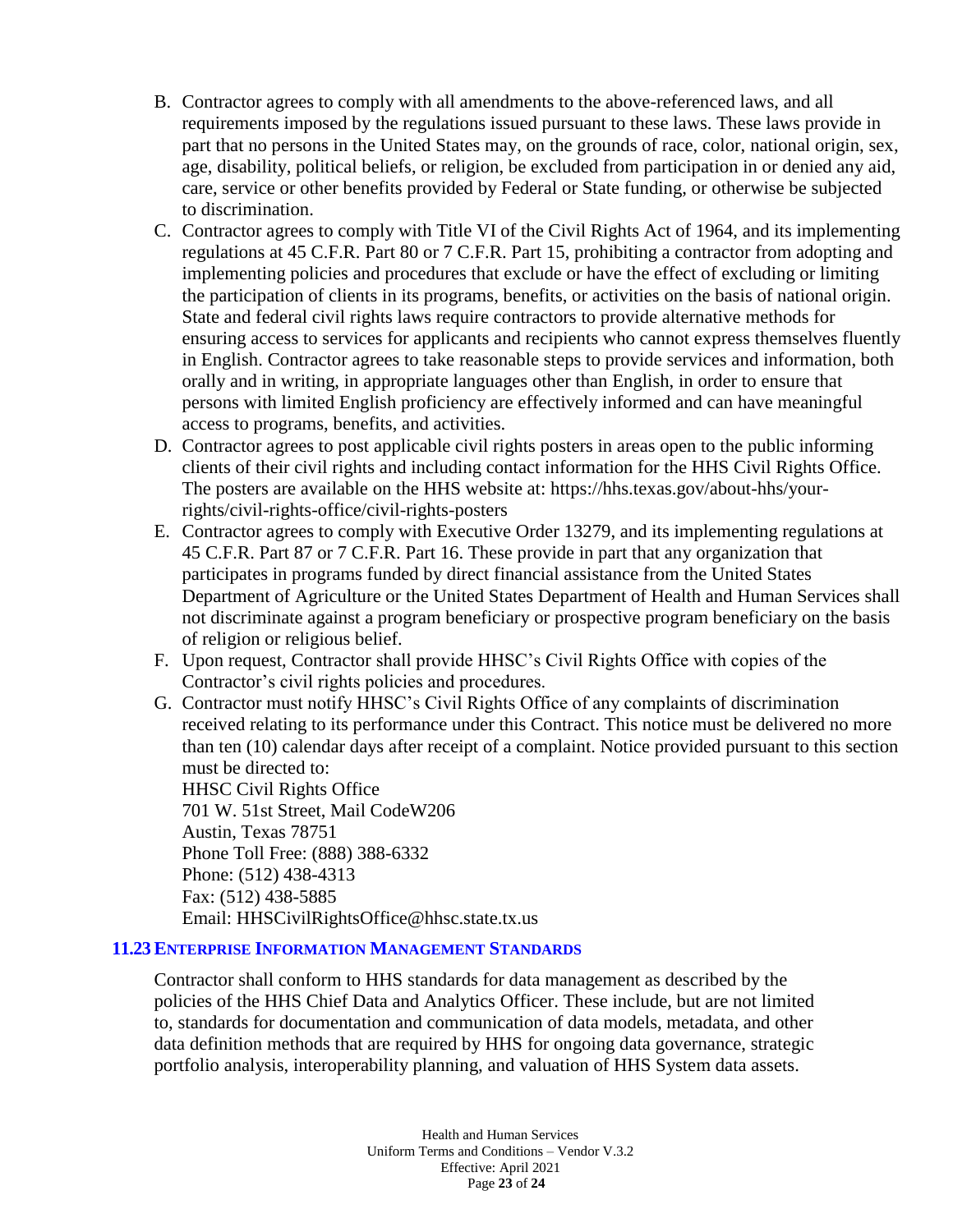B. Contractor agrees to comply with all amendments to the above-referenced laws, and all requirements imposed by the regulations issued pursuant to these laws. These laws provide in part that no persons in the United States may, on the grounds of race, color, national origin, sex, age, disability, political beliefs, or religion, be excluded from participation in or denied any aid, care, service or other benefits provided by Federal or State funding, or otherwise be subjected to discrimination.

C. Contractor agrees to comply with Title VI of the Civil Rights Act of 1964, and its implementing regulations at 45 C.F.R. Part 80 or 7 C.F.R. Part 15, prohibiting a contractor from adopting and implementing policies and procedures that exclude or have the effect of excluding or limiting the participation of clients in its programs, benefits, or activities on the basis of national origin. State and federal civil rights laws require contractors to provide alternative methods for ensuring access to services for applicants and recipients who cannot express themselves fluently in English. Contractor agrees to take reasonable steps to provide services and information, both orally and in writing, in appropriate languages other than English, in order to ensure that persons with limited English proficiency are effectively informed and can have meaningful access to programs, benefits, and activities.

D. Contractor agrees to post applicable civil rights posters in areas open to the public informing clients of their civil rights and including contact information for the HHS Civil Rights Office. The posters are available on the HHS website at: https://hhs.texas.gov/about-hhs/your-rights/civil-rights-office/civil-rights-posters

E. Contractor agrees to comply with Executive Order 13279, and its implementing regulations at 45 C.F.R. Part 87 or 7 C.F.R. Part 16. These provide in part that any organization that participates in programs funded by direct financial assistance from the United States Department of Agriculture or the United States Department of Health and Human Services shall not discriminate against a program beneficiary or prospective program beneficiary on the basis of religion or religious belief.

F. Upon request, Contractor shall provide HHSC's Civil Rights Office with copies of the Contractor's civil rights policies and procedures.

G. Contractor must notify HHSC's Civil Rights Office of any complaints of discrimination received relating to its performance under this Contract. This notice must be delivered no more than ten (10) calendar days after receipt of a complaint. Notice provided pursuant to this section must be directed to:

   HHSC Civil Rights Office
   701 W. 51st Street, Mail CodeW206
   Austin, Texas 78751
   Phone Toll Free: (888) 388-6332
   Phone: (512) 438-4313
   Fax: (512) 438-5885
   Email: HHSCivilRightsOffice@hhsc.state.tx.us

### 11.23 ENTERPRISE INFORMATION MANAGEMENT STANDARDS

Contractor shall conform to HHS standards for data management as described by the policies of the HHS Chief Data and Analytics Officer. These include, but are not limited to, standards for documentation and communication of data models, metadata, and other data definition methods that are required by HHS for ongoing data governance, strategic portfolio analysis, interoperability planning, and valuation of HHS System data assets.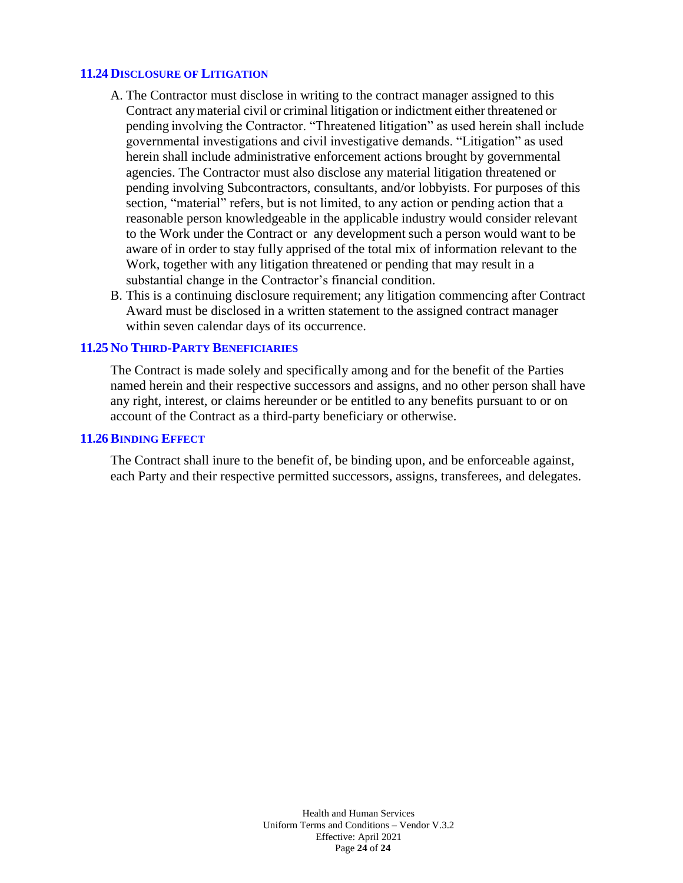### 11.24 Disclosure of Litigation

A. The Contractor must disclose in writing to the contract manager assigned to this Contract any material civil or criminal litigation or indictment either threatened or pending involving the Contractor. "Threatened litigation" as used herein shall include governmental investigations and civil investigative demands. "Litigation" as used herein shall include administrative enforcement actions brought by governmental agencies. The Contractor must also disclose any material litigation threatened or pending involving Subcontractors, consultants, and/or lobbyists. For purposes of this section, "material" refers, but is not limited, to any action or pending action that a reasonable person knowledgeable in the applicable industry would consider relevant to the Work under the Contract or any development such a person would want to be aware of in order to stay fully apprised of the total mix of information relevant to the Work, together with any litigation threatened or pending that may result in a substantial change in the Contractor's financial condition.

B. This is a continuing disclosure requirement; any litigation commencing after Contract Award must be disclosed in a written statement to the assigned contract manager within seven calendar days of its occurrence.

### 11.25 No Third-Party Beneficiaries

The Contract is made solely and specifically among and for the benefit of the Parties named herein and their respective successors and assigns, and no other person shall have any right, interest, or claims hereunder or be entitled to any benefits pursuant to or on account of the Contract as a third-party beneficiary or otherwise.

### 11.26 Binding Effect

The Contract shall inure to the benefit of, be binding upon, and be enforceable against, each Party and their respective permitted successors, assigns, transferees, and delegates.